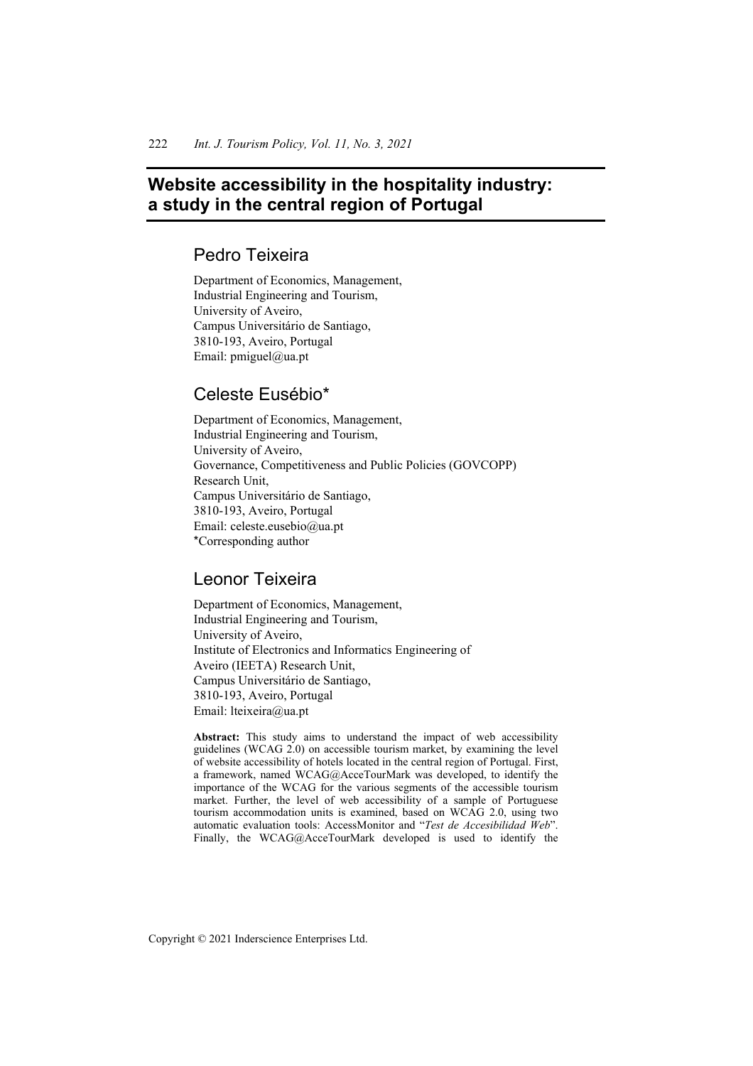# Website accessibility in the hospitality industry: a study in the central region of Portugal

## Pedro Teixeira

Department of Economics, Management,
Industrial Engineering and Tourism,
University of Aveiro,
Campus Universitário de Santiago,
3810-193, Aveiro, Portugal
Email: pmiguel@ua.pt

## Celeste Eusébio*

Department of Economics, Management,
Industrial Engineering and Tourism,
University of Aveiro,
Governance, Competitiveness and Public Policies (GOVCOPP)
Research Unit,
Campus Universitário de Santiago,
3810-193, Aveiro, Portugal
Email: celeste.eusebio@ua.pt
*Corresponding author

## Leonor Teixeira

Department of Economics, Management,
Industrial Engineering and Tourism,
University of Aveiro,
Institute of Electronics and Informatics Engineering of
Aveiro (IEETA) Research Unit,
Campus Universitário de Santiago,
3810-193, Aveiro, Portugal
Email: lteixeira@ua.pt

**Abstract:** This study aims to understand the impact of web accessibility guidelines (WCAG 2.0) on accessible tourism market, by examining the level of website accessibility of hotels located in the central region of Portugal. First, a framework, named WCAG@AcceTourMark was developed, to identify the importance of the WCAG for the various segments of the accessible tourism market. Further, the level of web accessibility of a sample of Portuguese tourism accommodation units is examined, based on WCAG 2.0, using two automatic evaluation tools: AccessMonitor and "*Test de Accesibilidad Web*". Finally, the WCAG@AcceTourMark developed is used to identify the

Copyright © 2021 Inderscience Enterprises Ltd.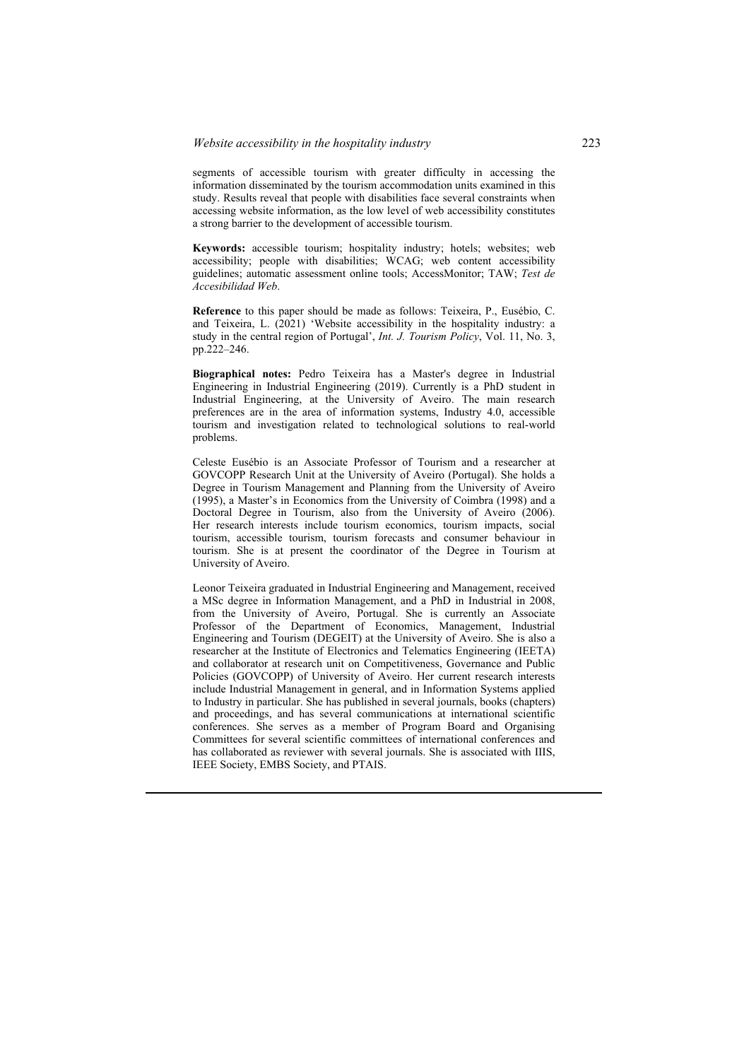segments of accessible tourism with greater difficulty in accessing the information disseminated by the tourism accommodation units examined in this study. Results reveal that people with disabilities face several constraints when accessing website information, as the low level of web accessibility constitutes a strong barrier to the development of accessible tourism.

**Keywords:** accessible tourism; hospitality industry; hotels; websites; web accessibility; people with disabilities; WCAG; web content accessibility guidelines; automatic assessment online tools; AccessMonitor; TAW; *Test de Accesibilidad Web*.

**Reference** to this paper should be made as follows: Teixeira, P., Eusébio, C. and Teixeira, L. (2021) 'Website accessibility in the hospitality industry: a study in the central region of Portugal', *Int. J. Tourism Policy*, Vol. 11, No. 3, pp.222–246.

**Biographical notes:** Pedro Teixeira has a Master's degree in Industrial Engineering in Industrial Engineering (2019). Currently is a PhD student in Industrial Engineering, at the University of Aveiro. The main research preferences are in the area of information systems, Industry 4.0, accessible tourism and investigation related to technological solutions to real-world problems.

Celeste Eusébio is an Associate Professor of Tourism and a researcher at GOVCOPP Research Unit at the University of Aveiro (Portugal). She holds a Degree in Tourism Management and Planning from the University of Aveiro (1995), a Master's in Economics from the University of Coimbra (1998) and a Doctoral Degree in Tourism, also from the University of Aveiro (2006). Her research interests include tourism economics, tourism impacts, social tourism, accessible tourism, tourism forecasts and consumer behaviour in tourism. She is at present the coordinator of the Degree in Tourism at University of Aveiro.

Leonor Teixeira graduated in Industrial Engineering and Management, received a MSc degree in Information Management, and a PhD in Industrial in 2008, from the University of Aveiro, Portugal. She is currently an Associate Professor of the Department of Economics, Management, Industrial Engineering and Tourism (DEGEIT) at the University of Aveiro. She is also a researcher at the Institute of Electronics and Telematics Engineering (IEETA) and collaborator at research unit on Competitiveness, Governance and Public Policies (GOVCOPP) of University of Aveiro. Her current research interests include Industrial Management in general, and in Information Systems applied to Industry in particular. She has published in several journals, books (chapters) and proceedings, and has several communications at international scientific conferences. She serves as a member of Program Board and Organising Committees for several scientific committees of international conferences and has collaborated as reviewer with several journals. She is associated with IIIS, IEEE Society, EMBS Society, and PTAIS.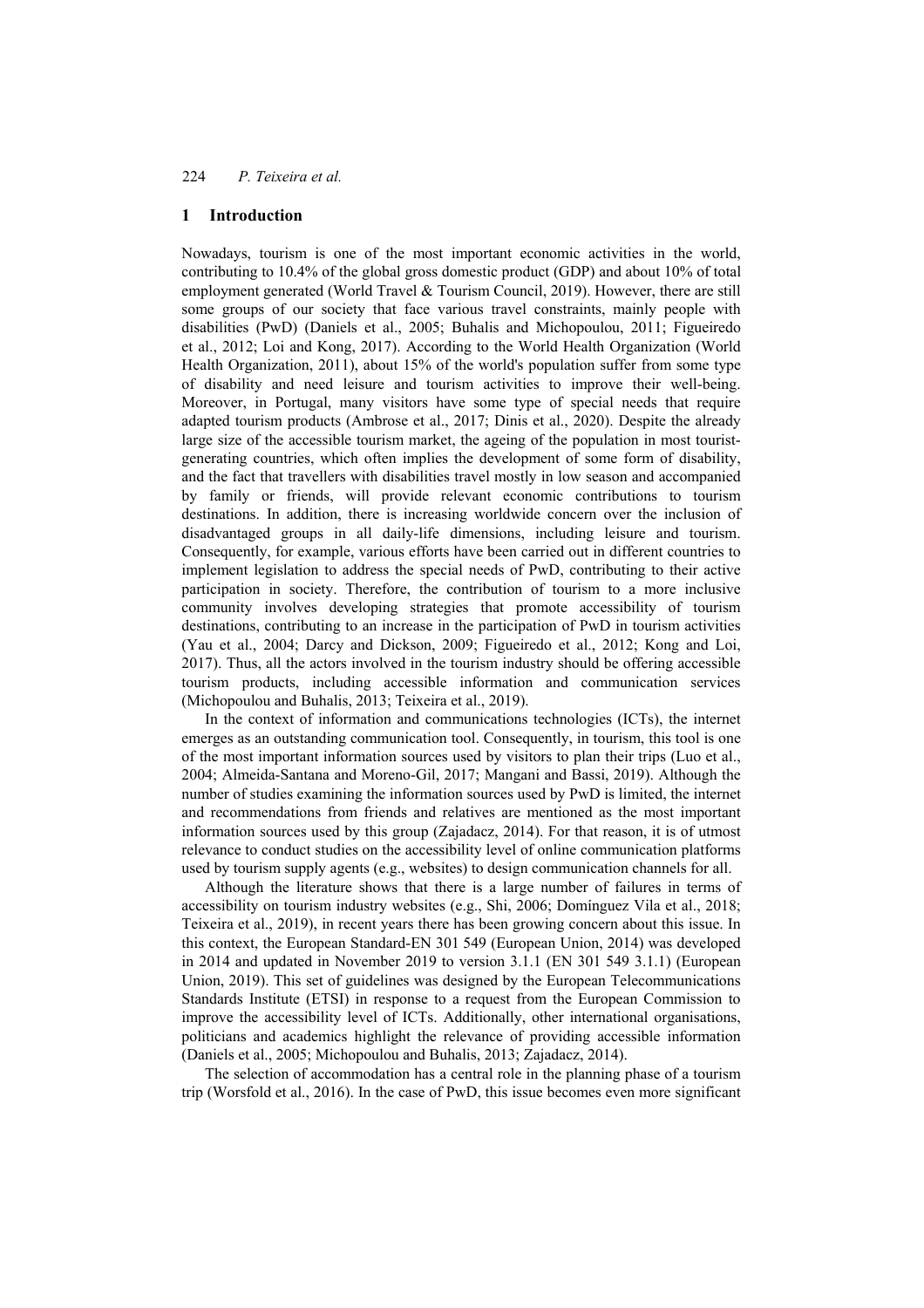## 1 Introduction

Nowadays, tourism is one of the most important economic activities in the world, contributing to 10.4% of the global gross domestic product (GDP) and about 10% of total employment generated (World Travel & Tourism Council, 2019). However, there are still some groups of our society that face various travel constraints, mainly people with disabilities (PwD) (Daniels et al., 2005; Buhalis and Michopoulou, 2011; Figueiredo et al., 2012; Loi and Kong, 2017). According to the World Health Organization (World Health Organization, 2011), about 15% of the world's population suffer from some type of disability and need leisure and tourism activities to improve their well-being. Moreover, in Portugal, many visitors have some type of special needs that require adapted tourism products (Ambrose et al., 2017; Dinis et al., 2020). Despite the already large size of the accessible tourism market, the ageing of the population in most tourist-generating countries, which often implies the development of some form of disability, and the fact that travellers with disabilities travel mostly in low season and accompanied by family or friends, will provide relevant economic contributions to tourism destinations. In addition, there is increasing worldwide concern over the inclusion of disadvantaged groups in all daily-life dimensions, including leisure and tourism. Consequently, for example, various efforts have been carried out in different countries to implement legislation to address the special needs of PwD, contributing to their active participation in society. Therefore, the contribution of tourism to a more inclusive community involves developing strategies that promote accessibility of tourism destinations, contributing to an increase in the participation of PwD in tourism activities (Yau et al., 2004; Darcy and Dickson, 2009; Figueiredo et al., 2012; Kong and Loi, 2017). Thus, all the actors involved in the tourism industry should be offering accessible tourism products, including accessible information and communication services (Michopoulou and Buhalis, 2013; Teixeira et al., 2019).

In the context of information and communications technologies (ICTs), the internet emerges as an outstanding communication tool. Consequently, in tourism, this tool is one of the most important information sources used by visitors to plan their trips (Luo et al., 2004; Almeida-Santana and Moreno-Gil, 2017; Mangani and Bassi, 2019). Although the number of studies examining the information sources used by PwD is limited, the internet and recommendations from friends and relatives are mentioned as the most important information sources used by this group (Zajadacz, 2014). For that reason, it is of utmost relevance to conduct studies on the accessibility level of online communication platforms used by tourism supply agents (e.g., websites) to design communication channels for all.

Although the literature shows that there is a large number of failures in terms of accessibility on tourism industry websites (e.g., Shi, 2006; Domínguez Vila et al., 2018; Teixeira et al., 2019), in recent years there has been growing concern about this issue. In this context, the European Standard-EN 301 549 (European Union, 2014) was developed in 2014 and updated in November 2019 to version 3.1.1 (EN 301 549 3.1.1) (European Union, 2019). This set of guidelines was designed by the European Telecommunications Standards Institute (ETSI) in response to a request from the European Commission to improve the accessibility level of ICTs. Additionally, other international organisations, politicians and academics highlight the relevance of providing accessible information (Daniels et al., 2005; Michopoulou and Buhalis, 2013; Zajadacz, 2014).

The selection of accommodation has a central role in the planning phase of a tourism trip (Worsfold et al., 2016). In the case of PwD, this issue becomes even more significant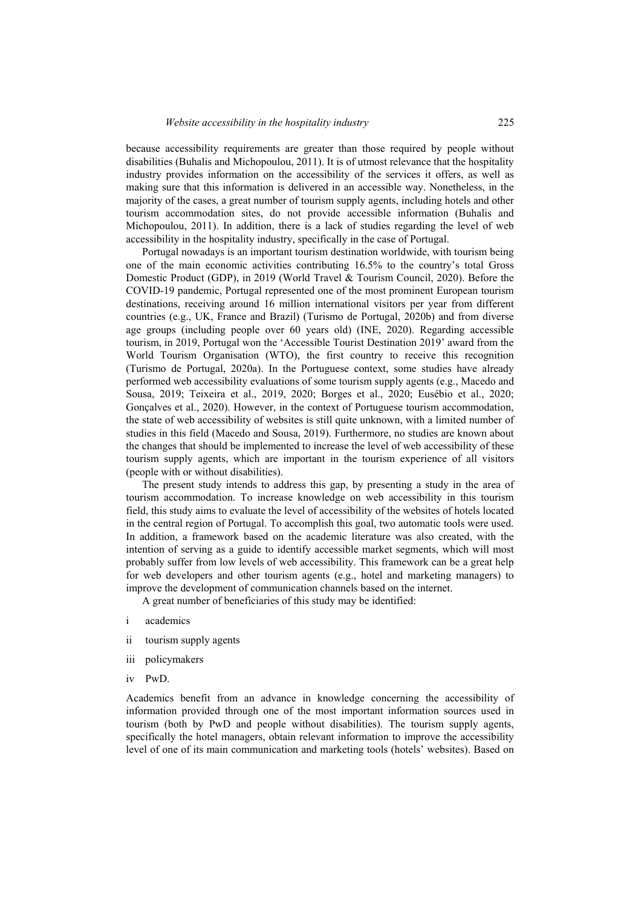because accessibility requirements are greater than those required by people without disabilities (Buhalis and Michopoulou, 2011). It is of utmost relevance that the hospitality industry provides information on the accessibility of the services it offers, as well as making sure that this information is delivered in an accessible way. Nonetheless, in the majority of the cases, a great number of tourism supply agents, including hotels and other tourism accommodation sites, do not provide accessible information (Buhalis and Michopoulou, 2011). In addition, there is a lack of studies regarding the level of web accessibility in the hospitality industry, specifically in the case of Portugal.

Portugal nowadays is an important tourism destination worldwide, with tourism being one of the main economic activities contributing 16.5% to the country's total Gross Domestic Product (GDP), in 2019 (World Travel & Tourism Council, 2020). Before the COVID-19 pandemic, Portugal represented one of the most prominent European tourism destinations, receiving around 16 million international visitors per year from different countries (e.g., UK, France and Brazil) (Turismo de Portugal, 2020b) and from diverse age groups (including people over 60 years old) (INE, 2020). Regarding accessible tourism, in 2019, Portugal won the 'Accessible Tourist Destination 2019' award from the World Tourism Organisation (WTO), the first country to receive this recognition (Turismo de Portugal, 2020a). In the Portuguese context, some studies have already performed web accessibility evaluations of some tourism supply agents (e.g., Macedo and Sousa, 2019; Teixeira et al., 2019, 2020; Borges et al., 2020; Eusébio et al., 2020; Gonçalves et al., 2020). However, in the context of Portuguese tourism accommodation, the state of web accessibility of websites is still quite unknown, with a limited number of studies in this field (Macedo and Sousa, 2019). Furthermore, no studies are known about the changes that should be implemented to increase the level of web accessibility of these tourism supply agents, which are important in the tourism experience of all visitors (people with or without disabilities).

The present study intends to address this gap, by presenting a study in the area of tourism accommodation. To increase knowledge on web accessibility in this tourism field, this study aims to evaluate the level of accessibility of the websites of hotels located in the central region of Portugal. To accomplish this goal, two automatic tools were used. In addition, a framework based on the academic literature was also created, with the intention of serving as a guide to identify accessible market segments, which will most probably suffer from low levels of web accessibility. This framework can be a great help for web developers and other tourism agents (e.g., hotel and marketing managers) to improve the development of communication channels based on the internet.

A great number of beneficiaries of this study may be identified:

i academics

ii tourism supply agents

iii policymakers

iv PwD.

Academics benefit from an advance in knowledge concerning the accessibility of information provided through one of the most important information sources used in tourism (both by PwD and people without disabilities). The tourism supply agents, specifically the hotel managers, obtain relevant information to improve the accessibility level of one of its main communication and marketing tools (hotels' websites). Based on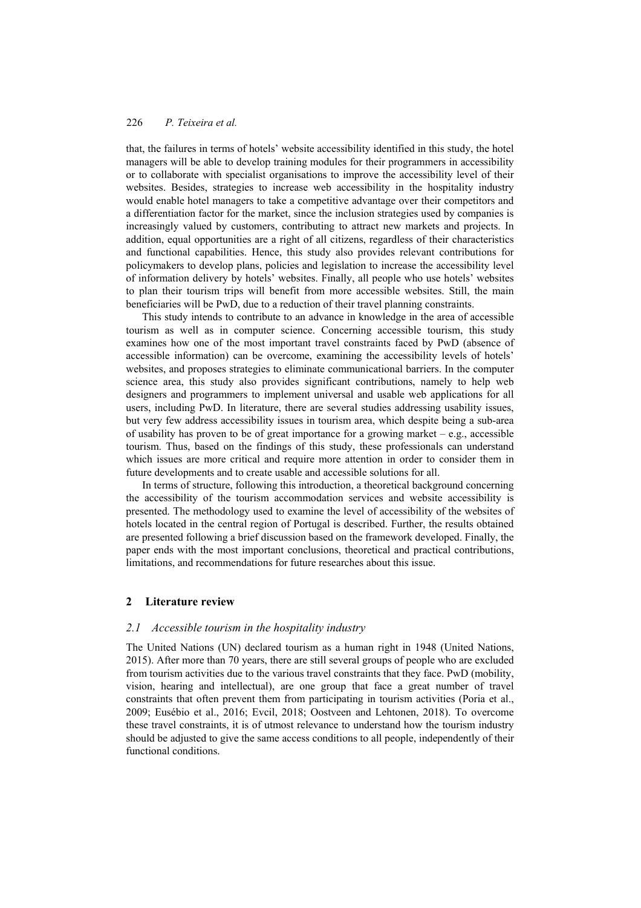that, the failures in terms of hotels' website accessibility identified in this study, the hotel managers will be able to develop training modules for their programmers in accessibility or to collaborate with specialist organisations to improve the accessibility level of their websites. Besides, strategies to increase web accessibility in the hospitality industry would enable hotel managers to take a competitive advantage over their competitors and a differentiation factor for the market, since the inclusion strategies used by companies is increasingly valued by customers, contributing to attract new markets and projects. In addition, equal opportunities are a right of all citizens, regardless of their characteristics and functional capabilities. Hence, this study also provides relevant contributions for policymakers to develop plans, policies and legislation to increase the accessibility level of information delivery by hotels' websites. Finally, all people who use hotels' websites to plan their tourism trips will benefit from more accessible websites. Still, the main beneficiaries will be PwD, due to a reduction of their travel planning constraints.

This study intends to contribute to an advance in knowledge in the area of accessible tourism as well as in computer science. Concerning accessible tourism, this study examines how one of the most important travel constraints faced by PwD (absence of accessible information) can be overcome, examining the accessibility levels of hotels' websites, and proposes strategies to eliminate communicational barriers. In the computer science area, this study also provides significant contributions, namely to help web designers and programmers to implement universal and usable web applications for all users, including PwD. In literature, there are several studies addressing usability issues, but very few address accessibility issues in tourism area, which despite being a sub-area of usability has proven to be of great importance for a growing market – e.g., accessible tourism. Thus, based on the findings of this study, these professionals can understand which issues are more critical and require more attention in order to consider them in future developments and to create usable and accessible solutions for all.

In terms of structure, following this introduction, a theoretical background concerning the accessibility of the tourism accommodation services and website accessibility is presented. The methodology used to examine the level of accessibility of the websites of hotels located in the central region of Portugal is described. Further, the results obtained are presented following a brief discussion based on the framework developed. Finally, the paper ends with the most important conclusions, theoretical and practical contributions, limitations, and recommendations for future researches about this issue.

## 2 Literature review

### 2.1 Accessible tourism in the hospitality industry

The United Nations (UN) declared tourism as a human right in 1948 (United Nations, 2015). After more than 70 years, there are still several groups of people who are excluded from tourism activities due to the various travel constraints that they face. PwD (mobility, vision, hearing and intellectual), are one group that face a great number of travel constraints that often prevent them from participating in tourism activities (Poria et al., 2009; Eusébio et al., 2016; Evcil, 2018; Oostveen and Lehtonen, 2018). To overcome these travel constraints, it is of utmost relevance to understand how the tourism industry should be adjusted to give the same access conditions to all people, independently of their functional conditions.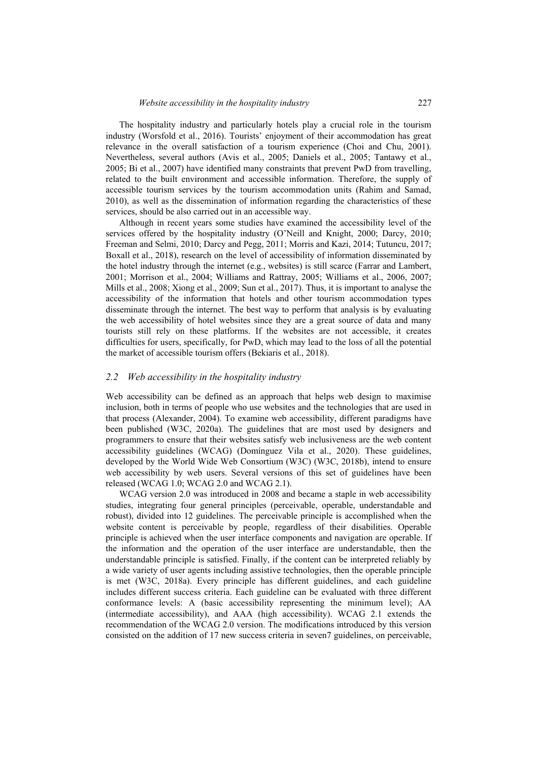The hospitality industry and particularly hotels play a crucial role in the tourism industry (Worsfold et al., 2016). Tourists' enjoyment of their accommodation has great relevance in the overall satisfaction of a tourism experience (Choi and Chu, 2001). Nevertheless, several authors (Avis et al., 2005; Daniels et al., 2005; Tantawy et al., 2005; Bi et al., 2007) have identified many constraints that prevent PwD from travelling, related to the built environment and accessible information. Therefore, the supply of accessible tourism services by the tourism accommodation units (Rahim and Samad, 2010), as well as the dissemination of information regarding the characteristics of these services, should be also carried out in an accessible way.

Although in recent years some studies have examined the accessibility level of the services offered by the hospitality industry (O'Neill and Knight, 2000; Darcy, 2010; Freeman and Selmi, 2010; Darcy and Pegg, 2011; Morris and Kazi, 2014; Tutuncu, 2017; Boxall et al., 2018), research on the level of accessibility of information disseminated by the hotel industry through the internet (e.g., websites) is still scarce (Farrar and Lambert, 2001; Morrison et al., 2004; Williams and Rattray, 2005; Williams et al., 2006, 2007; Mills et al., 2008; Xiong et al., 2009; Sun et al., 2017). Thus, it is important to analyse the accessibility of the information that hotels and other tourism accommodation types disseminate through the internet. The best way to perform that analysis is by evaluating the web accessibility of hotel websites since they are a great source of data and many tourists still rely on these platforms. If the websites are not accessible, it creates difficulties for users, specifically, for PwD, which may lead to the loss of all the potential the market of accessible tourism offers (Bekiaris et al., 2018).

## 2.2 Web accessibility in the hospitality industry

Web accessibility can be defined as an approach that helps web design to maximise inclusion, both in terms of people who use websites and the technologies that are used in that process (Alexander, 2004). To examine web accessibility, different paradigms have been published (W3C, 2020a). The guidelines that are most used by designers and programmers to ensure that their websites satisfy web inclusiveness are the web content accessibility guidelines (WCAG) (Domínguez Vila et al., 2020). These guidelines, developed by the World Wide Web Consortium (W3C) (W3C, 2018b), intend to ensure web accessibility by web users. Several versions of this set of guidelines have been released (WCAG 1.0; WCAG 2.0 and WCAG 2.1).

WCAG version 2.0 was introduced in 2008 and became a staple in web accessibility studies, integrating four general principles (perceivable, operable, understandable and robust), divided into 12 guidelines. The perceivable principle is accomplished when the website content is perceivable by people, regardless of their disabilities. Operable principle is achieved when the user interface components and navigation are operable. If the information and the operation of the user interface are understandable, then the understandable principle is satisfied. Finally, if the content can be interpreted reliably by a wide variety of user agents including assistive technologies, then the operable principle is met (W3C, 2018a). Every principle has different guidelines, and each guideline includes different success criteria. Each guideline can be evaluated with three different conformance levels: A (basic accessibility representing the minimum level); AA (intermediate accessibility), and AAA (high accessibility). WCAG 2.1 extends the recommendation of the WCAG 2.0 version. The modifications introduced by this version consisted on the addition of 17 new success criteria in seven7 guidelines, on perceivable,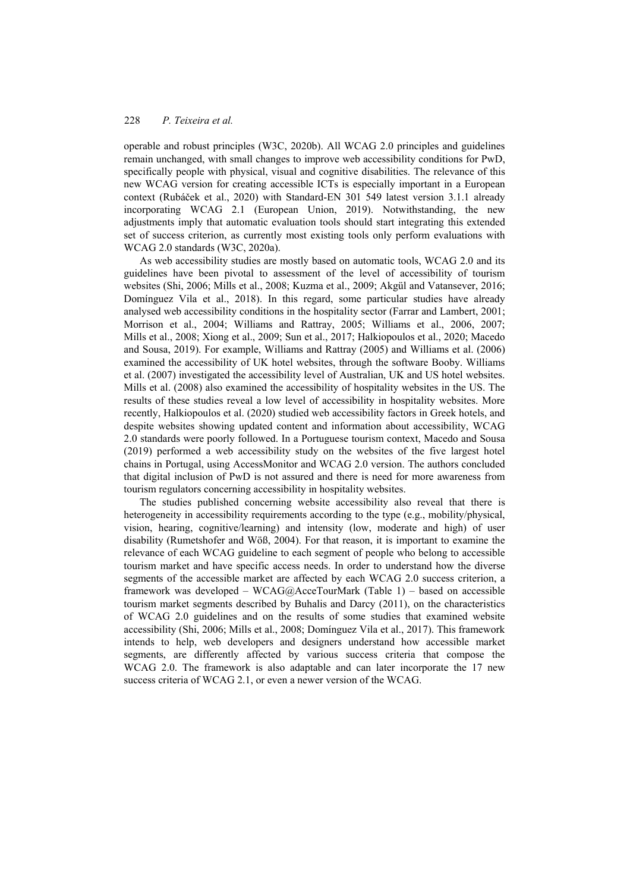operable and robust principles (W3C, 2020b). All WCAG 2.0 principles and guidelines remain unchanged, with small changes to improve web accessibility conditions for PwD, specifically people with physical, visual and cognitive disabilities. The relevance of this new WCAG version for creating accessible ICTs is especially important in a European context (Rubáček et al., 2020) with Standard-EN 301 549 latest version 3.1.1 already incorporating WCAG 2.1 (European Union, 2019). Notwithstanding, the new adjustments imply that automatic evaluation tools should start integrating this extended set of success criterion, as currently most existing tools only perform evaluations with WCAG 2.0 standards (W3C, 2020a).

As web accessibility studies are mostly based on automatic tools, WCAG 2.0 and its guidelines have been pivotal to assessment of the level of accessibility of tourism websites (Shi, 2006; Mills et al., 2008; Kuzma et al., 2009; Akgül and Vatansever, 2016; Domínguez Vila et al., 2018). In this regard, some particular studies have already analysed web accessibility conditions in the hospitality sector (Farrar and Lambert, 2001; Morrison et al., 2004; Williams and Rattray, 2005; Williams et al., 2006, 2007; Mills et al., 2008; Xiong et al., 2009; Sun et al., 2017; Halkiopoulos et al., 2020; Macedo and Sousa, 2019). For example, Williams and Rattray (2005) and Williams et al. (2006) examined the accessibility of UK hotel websites, through the software Booby. Williams et al. (2007) investigated the accessibility level of Australian, UK and US hotel websites. Mills et al. (2008) also examined the accessibility of hospitality websites in the US. The results of these studies reveal a low level of accessibility in hospitality websites. More recently, Halkiopoulos et al. (2020) studied web accessibility factors in Greek hotels, and despite websites showing updated content and information about accessibility, WCAG 2.0 standards were poorly followed. In a Portuguese tourism context, Macedo and Sousa (2019) performed a web accessibility study on the websites of the five largest hotel chains in Portugal, using AccessMonitor and WCAG 2.0 version. The authors concluded that digital inclusion of PwD is not assured and there is need for more awareness from tourism regulators concerning accessibility in hospitality websites.

The studies published concerning website accessibility also reveal that there is heterogeneity in accessibility requirements according to the type (e.g., mobility/physical, vision, hearing, cognitive/learning) and intensity (low, moderate and high) of user disability (Rumetshofer and Wöß, 2004). For that reason, it is important to examine the relevance of each WCAG guideline to each segment of people who belong to accessible tourism market and have specific access needs. In order to understand how the diverse segments of the accessible market are affected by each WCAG 2.0 success criterion, a framework was developed – WCAG@AcceTourMark (Table 1) – based on accessible tourism market segments described by Buhalis and Darcy (2011), on the characteristics of WCAG 2.0 guidelines and on the results of some studies that examined website accessibility (Shi, 2006; Mills et al., 2008; Domínguez Vila et al., 2017). This framework intends to help, web developers and designers understand how accessible market segments, are differently affected by various success criteria that compose the WCAG 2.0. The framework is also adaptable and can later incorporate the 17 new success criteria of WCAG 2.1, or even a newer version of the WCAG.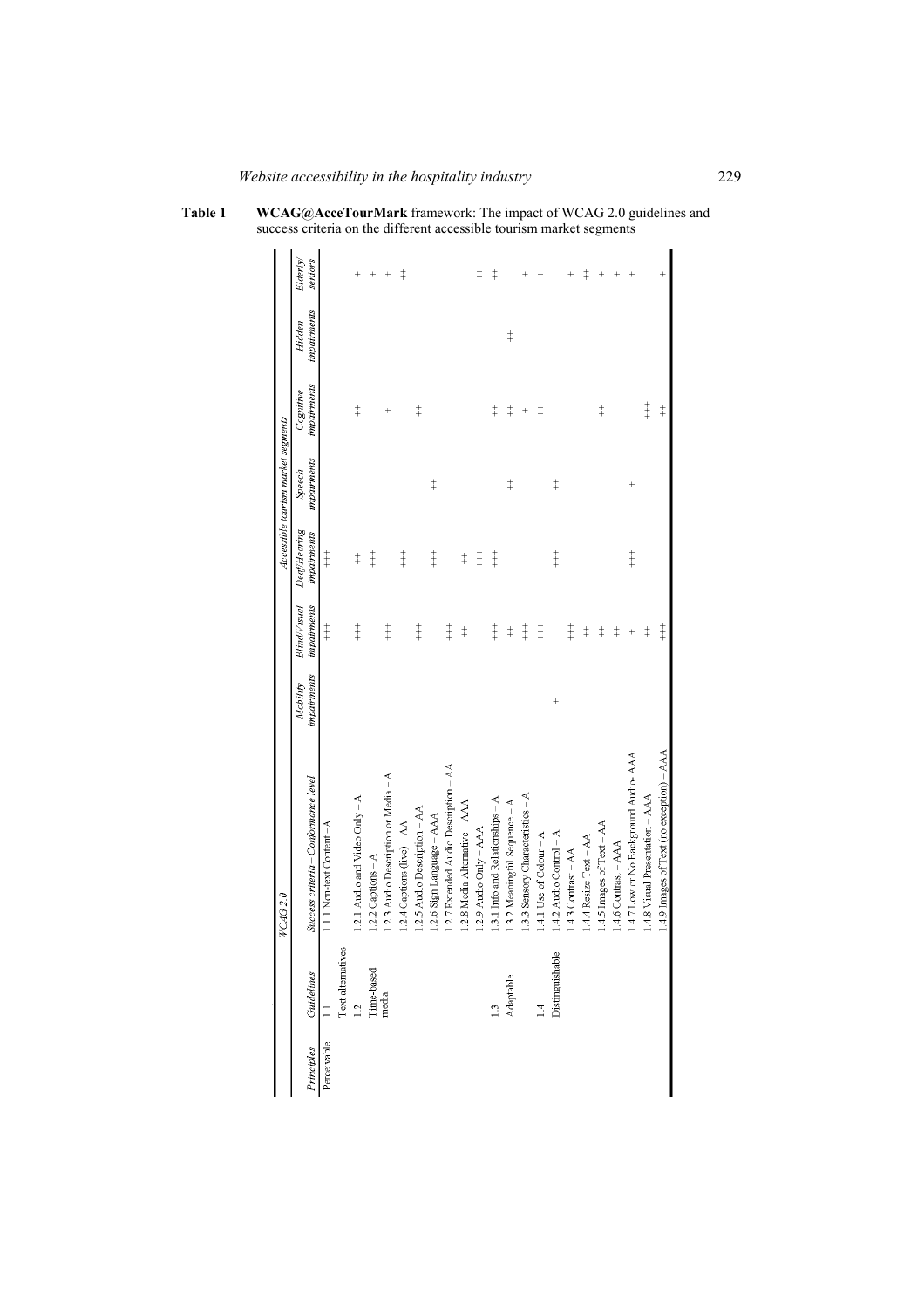**Table 1** **WCAG@AcceTourMark** framework: The impact of WCAG 2.0 guidelines and success criteria on the different accessible tourism market segments

| WCAG 2.0 | | | Accessible tourism market segments | | | | | | |
|---|---|---|---|---|---|---|---|---|---|
| *Principles* | *Guidelines* | *Success criteria – Conformance level* | *Mobility impairments* | *Blind/Visual impairments* | *Deaf/Hearing impairments* | *Speech impairments* | *Cognitive impairments* | *Hidden impairments* | *Elderly/seniors* |
| Perceivable | 1.1 Text alternatives | 1.1.1 Non-text Content – A | | +++ | +++ | | | | |
| | 1.2 Time-based media | 1.2.1 Audio and Video Only – A | | +++ | ++ | | ++ | | + |
| | | 1.2.2 Captions – A | | | +++ | | | | + |
| | | 1.2.3 Audio Description or Media – A | | +++ | | | + | | + |
| | | 1.2.4 Captions (live) – AA | | | +++ | | | | ++ |
| | | 1.2.5 Audio Description – AA | | +++ | | | ++ | | |
| | | 1.2.6 Sign Language – AAA | | | +++ | ++ | | | |
| | | 1.2.7 Extended Audio Description – AA | | +++ | | | | | |
| | | 1.2.8 Media Alternative – AAA | | ++ | ++ | | | | |
| | | 1.2.9 Audio Only – AAA | | | +++ | | | | ++ |
| | 1.3 Adaptable | 1.3.1 Info and Relationships – A | | +++ | +++ | | ++ | | ++ |
| | | 1.3.2 Meaningful Sequence – A | | ++ | | ++ | ++ | ++ | |
| | | 1.3.3 Sensory Characteristics – A | | +++ | | | + | | |
| | 1.4 Distinguishable | 1.4.1 Use of Colour – A | + | +++ | | | ++ | | + |
| | | 1.4.2 Audio Control – A | | | +++ | ++ | | | + |
| | | 1.4.3 Contrast – AA | | +++ | | | | | + |
| | | 1.4.4 Resize Text – AA | | ++ | | | | | ++ |
| | | 1.4.5 Images of Text – AA | | ++ | | | ++ | | + |
| | | 1.4.6 Contrast – AAA | | ++ | | | | | + |
| | | 1.4.7 Low or No Background Audio- AAA | | + | +++ | + | | | + |
| | | 1.4.8 Visual Presentation – AAA | | ++ | | | +++ | | |
| | | 1.4.9 Images of Text (no exception) – AAA | | +++ | | | ++ | | + |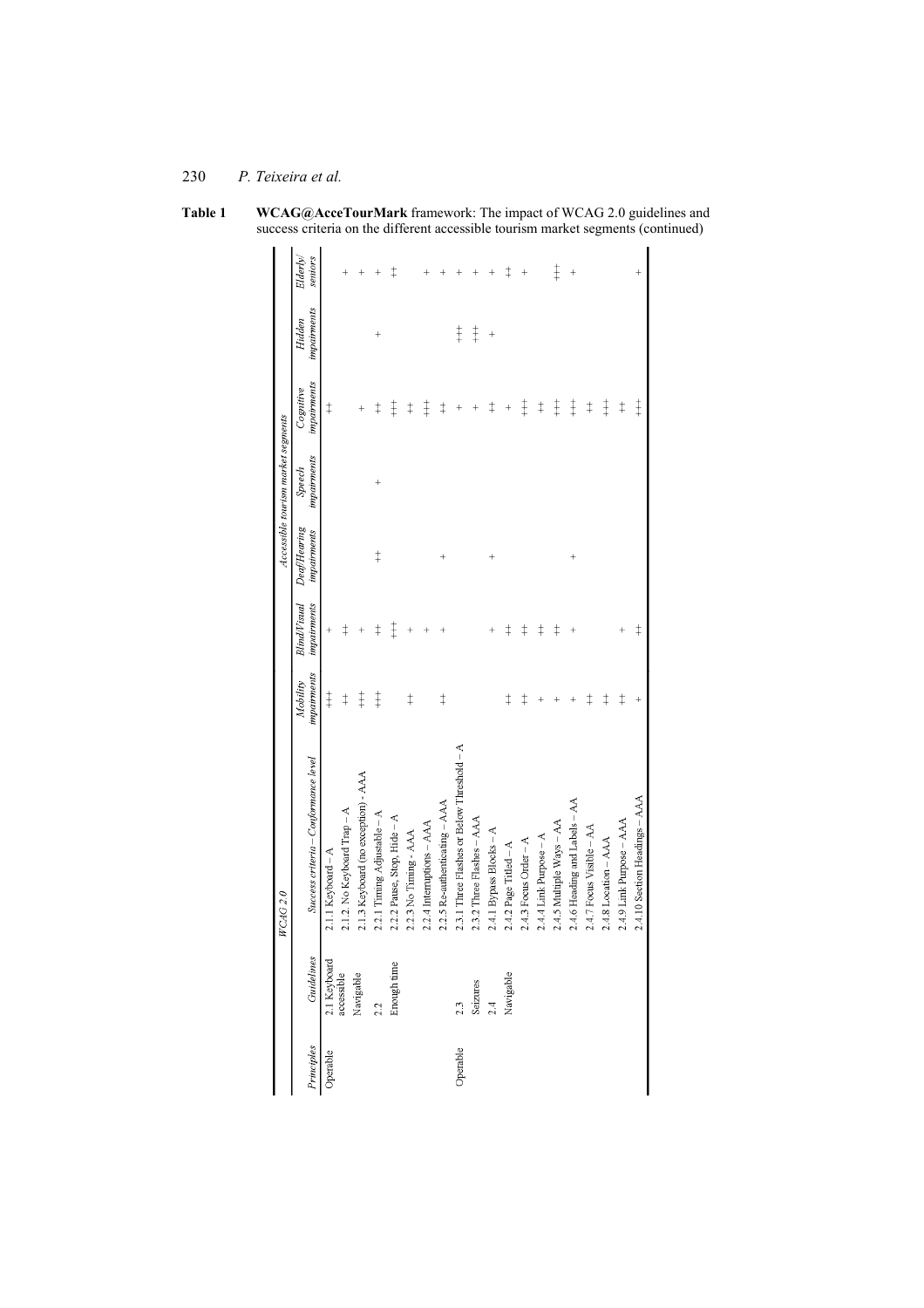**Table 1** **WCAG@AcceTourMark** framework: The impact of WCAG 2.0 guidelines and success criteria on the different accessible tourism market segments (continued)

| *WCAG 2.0* | | | *Accessible tourism market segments* | | | | | | |
|---|---|---|---|---|---|---|---|---|---|
| *Principles* | *Guidelines* | *Success criteria – Conformance level* | *Mobility impairments* | *Blind/Visual impairments* | *Deaf/Hearing impairments* | *Speech impairments* | *Cognitive impairments* | *Hidden impairments* | *Elderly/ seniors* |
| Operable | 2.1 Keyboard accessible Navigable | 2.1.1 Keyboard – A | ‡‡ | + | | | ‡ | | |
| | | 2.1.2. No Keyboard Trap – A | ‡ | ‡ | | | | | + |
| | | 2.1.3 Keyboard (no exception) - AAA | ‡‡ | + | | | + | | + |
| | 2.2 Enough time | 2.2.1 Timing Adjustable – A | ‡‡ | ‡ | ‡ | + | ‡ | + | + |
| | | 2.2.2 Pause, Stop, Hide – A | | ‡‡ | | | ‡‡ | | ‡ |
| | | 2.2.3 No Timing - AAA | ‡ | + | | | ‡ | | |
| | | 2.2.4 Interruptions – AAA | | + | | | ‡‡ | | + |
| | | 2.2.5 Re-authenticating – AAA | ‡ | + | + | | ‡ | | + |
| Operable | 2.3 Seizures | 2.3.1 Three Flashes or Below Threshold – A | | | | | + | ‡‡ | + |
| | | 2.3.2 Three Flashes – AAA | | | | | + | ‡‡ | + |
| | 2.4 Navigable | 2.4.1 Bypass Blocks – A | | + | + | | ‡ | + | + |
| | | 2.4.2 Page Titled – A | ‡ | ‡ | | | + | | ‡ |
| | | 2.4.3 Focus Order – A | ‡ | ‡ | | | ‡‡ | | + |
| | | 2.4.4 Link Purpose – A | + | ‡ | | | ‡ | | |
| | | 2.4.5 Multiple Ways – AA | + | ‡ | | | ‡‡ | | ‡‡ |
| | | 2.4.6 Heading and Labels – AA | + | + | + | | ‡‡ | | + |
| | | 2.4.7 Focus Visible – AA | ‡ | | | | ‡ | | |
| | | 2.4.8 Location – AAA | ‡ | | | | ‡‡ | | |
| | | 2.4.9 Link Purpose – AAA | ‡ | + | | | ‡ | | |
| | | 2.4.10 Section Headings – AAA | + | ‡ | | | ‡‡ | | + |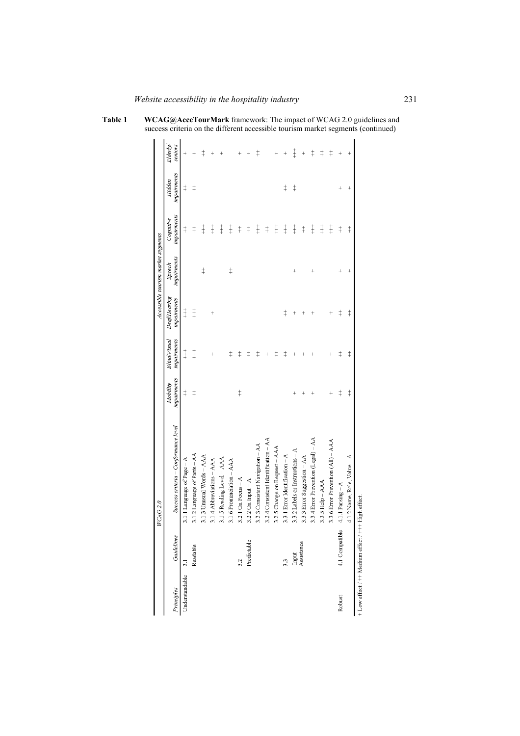**Table 1** **WCAG@AcceTourMark** framework: The impact of WCAG 2.0 guidelines and success criteria on the different accessible tourism market segments (continued)

| WCAG 2.0 | | | Accessible tourism market segments | | | | | | |
|---|---|---|---|---|---|---|---|---|---|
| *Principles* | *Guidelines* | *Success criteria – Conformance level* | *Mobility impairments* | *Blind/Visual impairments* | *Deaf/Hearing impairments* | *Speech impairments* | *Cognitive impairments* | *Hidden impairments* | *Elderly/ seniors* |
| Understandable | 3.1 Readable | 3.1.1 Language of Page – A | ++ | +++ | +++ | | ++ | ++ | + |
| | | 3.1.2 Language of Parts – AA | ++ | +++ | +++ | | ++ | ++ | + |
| | | 3.1.3 Unusual Words – AAA | | | | ++ | +++ | | ++ |
| | | 3.1.4 Abbreviations – AAA | | + | + | | +++ | | + |
| | | 3.1.5 Reading Level – AAA | | | | | +++ | | + |
| | | 3.1.6 Pronunciation – AAA | | ++ | | ++ | +++ | | |
| | 3.2 Predictable | 3.2.1 On Focus – A | ++ | ++ | | | ++ | | + |
| | | 3.2.2 On Input – A | | ++ | | | ++ | | + |
| | | 3.2.3 Consistent Navigation – AA | | ++ | | | +++ | | ++ |
| | | 3.2.4 Consistent Identification – AA | | + | | | ++ | | |
| | | 3.2.5 Change on Request – AAA | | ++ | | | +++ | | + |
| | 3.3 Input Assistance | 3.3.1 Error Identification – A | | ++ | ++ | | +++ | ++ | + |
| | | 3.3.2 Labels or Instructions – A | + | + | + | + | +++ | ++ | +++ |
| | | 3.3.3 Error Suggestion – AA | + | + | + | | ++ | | + |
| | | 3.3.4 Error Prevention (Legal) – AA | + | + | + | + | +++ | | ++ |
| | | 3.3.5 Help – AAA | | | | | +++ | | ++ |
| | | 3.3.6 Error Prevention (All) – AAA | + | + | + | | +++ | | ++ |
| Robust | 4.1 Compatible | 4.1.1 Parsing – A | ++ | ++ | ++ | + | ++ | + | + |
| | | 4.1.2 Name, Role, Value – A | ++ | ++ | ++ | + | ++ | + | + |

+ Low effect / ++ Medium effect / +++ High effect.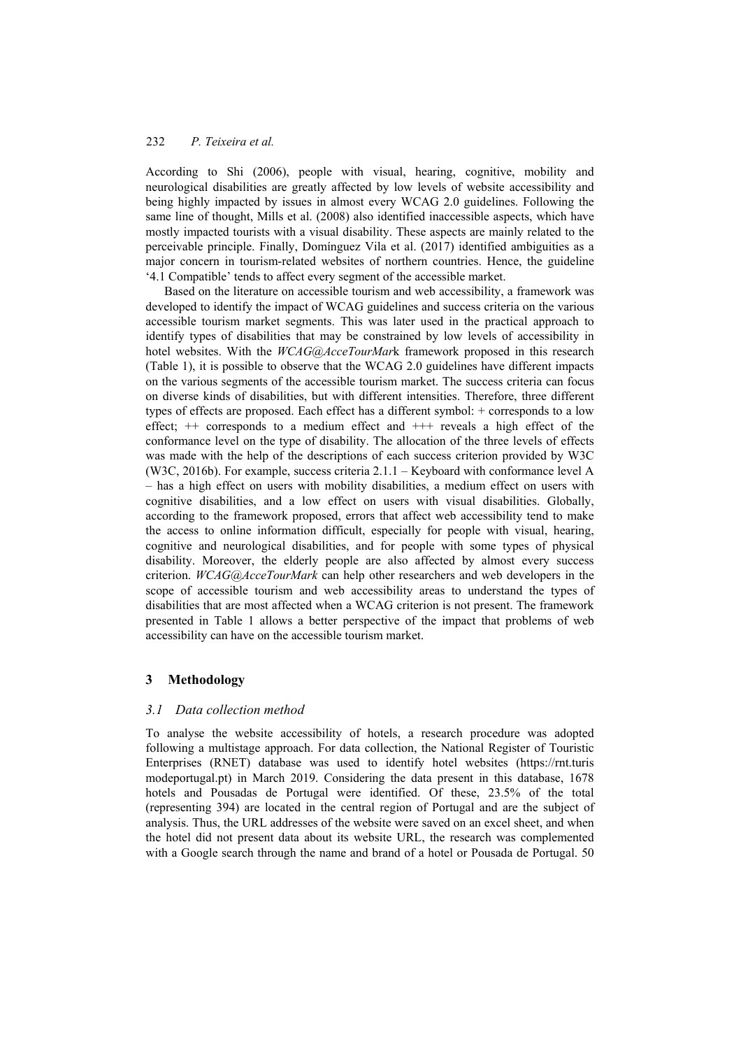According to Shi (2006), people with visual, hearing, cognitive, mobility and neurological disabilities are greatly affected by low levels of website accessibility and being highly impacted by issues in almost every WCAG 2.0 guidelines. Following the same line of thought, Mills et al. (2008) also identified inaccessible aspects, which have mostly impacted tourists with a visual disability. These aspects are mainly related to the perceivable principle. Finally, Domínguez Vila et al. (2017) identified ambiguities as a major concern in tourism-related websites of northern countries. Hence, the guideline '4.1 Compatible' tends to affect every segment of the accessible market.

Based on the literature on accessible tourism and web accessibility, a framework was developed to identify the impact of WCAG guidelines and success criteria on the various accessible tourism market segments. This was later used in the practical approach to identify types of disabilities that may be constrained by low levels of accessibility in hotel websites. With the *WCAG@AcceTourMar*k framework proposed in this research (Table 1), it is possible to observe that the WCAG 2.0 guidelines have different impacts on the various segments of the accessible tourism market. The success criteria can focus on diverse kinds of disabilities, but with different intensities. Therefore, three different types of effects are proposed. Each effect has a different symbol: + corresponds to a low effect; ++ corresponds to a medium effect and +++ reveals a high effect of the conformance level on the type of disability. The allocation of the three levels of effects was made with the help of the descriptions of each success criterion provided by W3C (W3C, 2016b). For example, success criteria 2.1.1 – Keyboard with conformance level A – has a high effect on users with mobility disabilities, a medium effect on users with cognitive disabilities, and a low effect on users with visual disabilities. Globally, according to the framework proposed, errors that affect web accessibility tend to make the access to online information difficult, especially for people with visual, hearing, cognitive and neurological disabilities, and for people with some types of physical disability. Moreover, the elderly people are also affected by almost every success criterion. *WCAG@AcceTourMark* can help other researchers and web developers in the scope of accessible tourism and web accessibility areas to understand the types of disabilities that are most affected when a WCAG criterion is not present. The framework presented in Table 1 allows a better perspective of the impact that problems of web accessibility can have on the accessible tourism market.

## 3 Methodology

### 3.1 Data collection method

To analyse the website accessibility of hotels, a research procedure was adopted following a multistage approach. For data collection, the National Register of Touristic Enterprises (RNET) database was used to identify hotel websites (https://rnt.turismodeportugal.pt) in March 2019. Considering the data present in this database, 1678 hotels and Pousadas de Portugal were identified. Of these, 23.5% of the total (representing 394) are located in the central region of Portugal and are the subject of analysis. Thus, the URL addresses of the website were saved on an excel sheet, and when the hotel did not present data about its website URL, the research was complemented with a Google search through the name and brand of a hotel or Pousada de Portugal. 50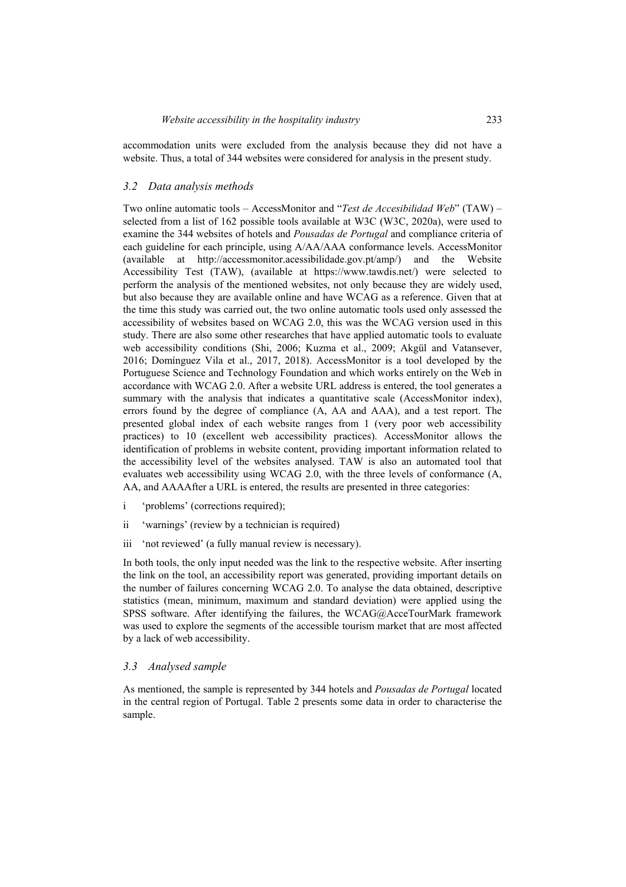accommodation units were excluded from the analysis because they did not have a website. Thus, a total of 344 websites were considered for analysis in the present study.

### 3.2 Data analysis methods

Two online automatic tools – AccessMonitor and "*Test de Accesibilidad Web*" (TAW) – selected from a list of 162 possible tools available at W3C (W3C, 2020a), were used to examine the 344 websites of hotels and *Pousadas de Portugal* and compliance criteria of each guideline for each principle, using A/AA/AAA conformance levels. AccessMonitor (available at http://accessmonitor.acessibilidade.gov.pt/amp/) and the Website Accessibility Test (TAW), (available at https://www.tawdis.net/) were selected to perform the analysis of the mentioned websites, not only because they are widely used, but also because they are available online and have WCAG as a reference. Given that at the time this study was carried out, the two online automatic tools used only assessed the accessibility of websites based on WCAG 2.0, this was the WCAG version used in this study. There are also some other researches that have applied automatic tools to evaluate web accessibility conditions (Shi, 2006; Kuzma et al., 2009; Akgül and Vatansever, 2016; Domínguez Vila et al., 2017, 2018). AccessMonitor is a tool developed by the Portuguese Science and Technology Foundation and which works entirely on the Web in accordance with WCAG 2.0. After a website URL address is entered, the tool generates a summary with the analysis that indicates a quantitative scale (AccessMonitor index), errors found by the degree of compliance (A, AA and AAA), and a test report. The presented global index of each website ranges from 1 (very poor web accessibility practices) to 10 (excellent web accessibility practices). AccessMonitor allows the identification of problems in website content, providing important information related to the accessibility level of the websites analysed. TAW is also an automated tool that evaluates web accessibility using WCAG 2.0, with the three levels of conformance (A, AA, and AAAAfter a URL is entered, the results are presented in three categories:

- i 'problems' (corrections required);
- ii 'warnings' (review by a technician is required)
- iii 'not reviewed' (a fully manual review is necessary).

In both tools, the only input needed was the link to the respective website. After inserting the link on the tool, an accessibility report was generated, providing important details on the number of failures concerning WCAG 2.0. To analyse the data obtained, descriptive statistics (mean, minimum, maximum and standard deviation) were applied using the SPSS software. After identifying the failures, the WCAG@AcceTourMark framework was used to explore the segments of the accessible tourism market that are most affected by a lack of web accessibility.

### 3.3 Analysed sample

As mentioned, the sample is represented by 344 hotels and *Pousadas de Portugal* located in the central region of Portugal. Table 2 presents some data in order to characterise the sample.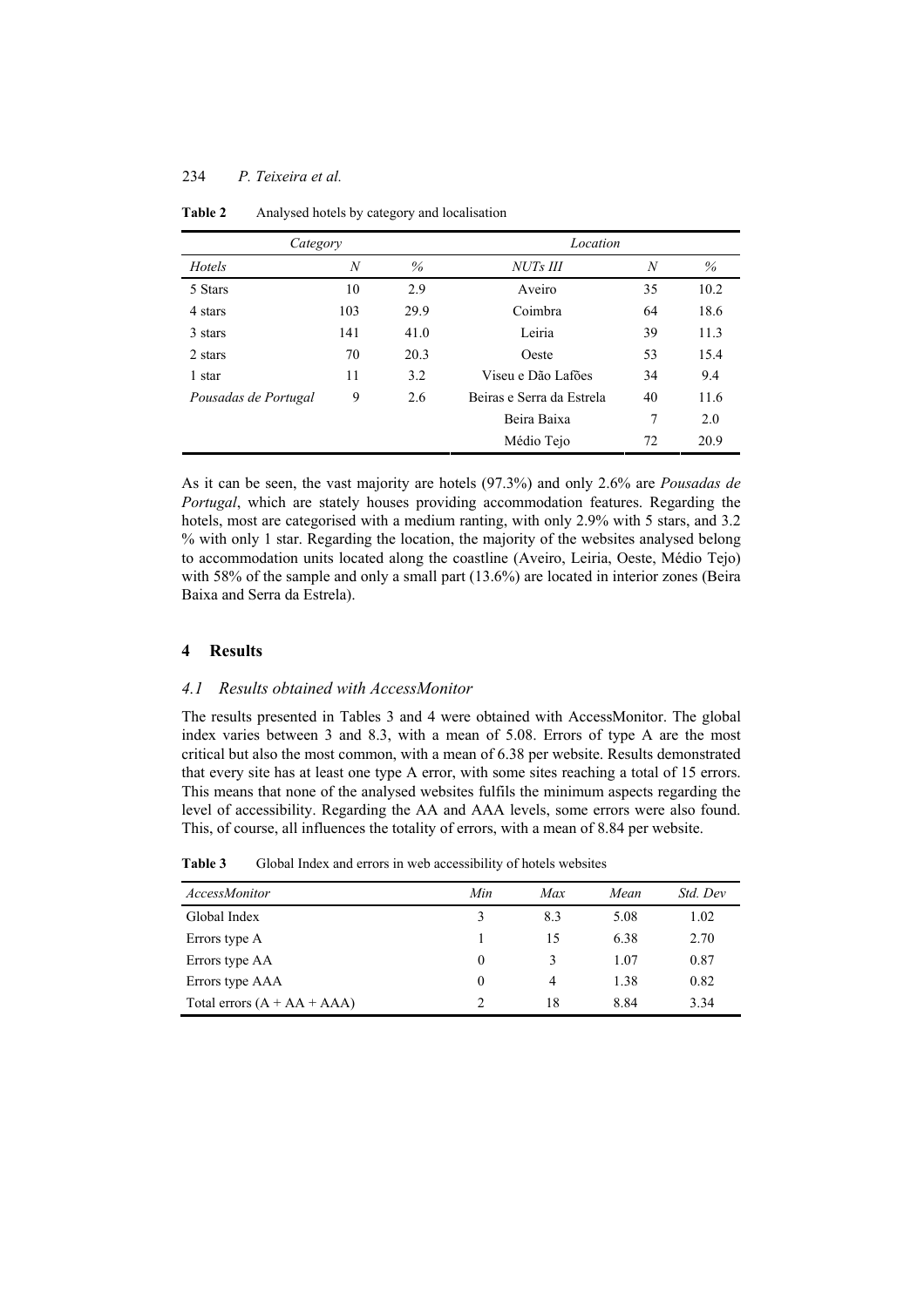**Table 2** Analysed hotels by category and localisation

| *Category* | | | *Location* | | |
|---|---|---|---|---|---|
| *Hotels* | *N* | *%* | *NUTs III* | *N* | *%* |
| 5 Stars | 10 | 2.9 | Aveiro | 35 | 10.2 |
| 4 stars | 103 | 29.9 | Coimbra | 64 | 18.6 |
| 3 stars | 141 | 41.0 | Leiria | 39 | 11.3 |
| 2 stars | 70 | 20.3 | Oeste | 53 | 15.4 |
| 1 star | 11 | 3.2 | Viseu e Dão Lafões | 34 | 9.4 |
| *Pousadas de Portugal* | 9 | 2.6 | Beiras e Serra da Estrela | 40 | 11.6 |
| | | | Beira Baixa | 7 | 2.0 |
| | | | Médio Tejo | 72 | 20.9 |

As it can be seen, the vast majority are hotels (97.3%) and only 2.6% are *Pousadas de Portugal*, which are stately houses providing accommodation features. Regarding the hotels, most are categorised with a medium ranting, with only 2.9% with 5 stars, and 3.2 % with only 1 star. Regarding the location, the majority of the websites analysed belong to accommodation units located along the coastline (Aveiro, Leiria, Oeste, Médio Tejo) with 58% of the sample and only a small part (13.6%) are located in interior zones (Beira Baixa and Serra da Estrela).

## 4 Results

### *4.1 Results obtained with AccessMonitor*

The results presented in Tables 3 and 4 were obtained with AccessMonitor. The global index varies between 3 and 8.3, with a mean of 5.08. Errors of type A are the most critical but also the most common, with a mean of 6.38 per website. Results demonstrated that every site has at least one type A error, with some sites reaching a total of 15 errors. This means that none of the analysed websites fulfils the minimum aspects regarding the level of accessibility. Regarding the AA and AAA levels, some errors were also found. This, of course, all influences the totality of errors, with a mean of 8.84 per website.

**Table 3** Global Index and errors in web accessibility of hotels websites

| *AccessMonitor* | *Min* | *Max* | *Mean* | *Std. Dev* |
|---|---|---|---|---|
| Global Index | 3 | 8.3 | 5.08 | 1.02 |
| Errors type A | 1 | 15 | 6.38 | 2.70 |
| Errors type AA | 0 | 3 | 1.07 | 0.87 |
| Errors type AAA | 0 | 4 | 1.38 | 0.82 |
| Total errors (A + AA + AAA) | 2 | 18 | 8.84 | 3.34 |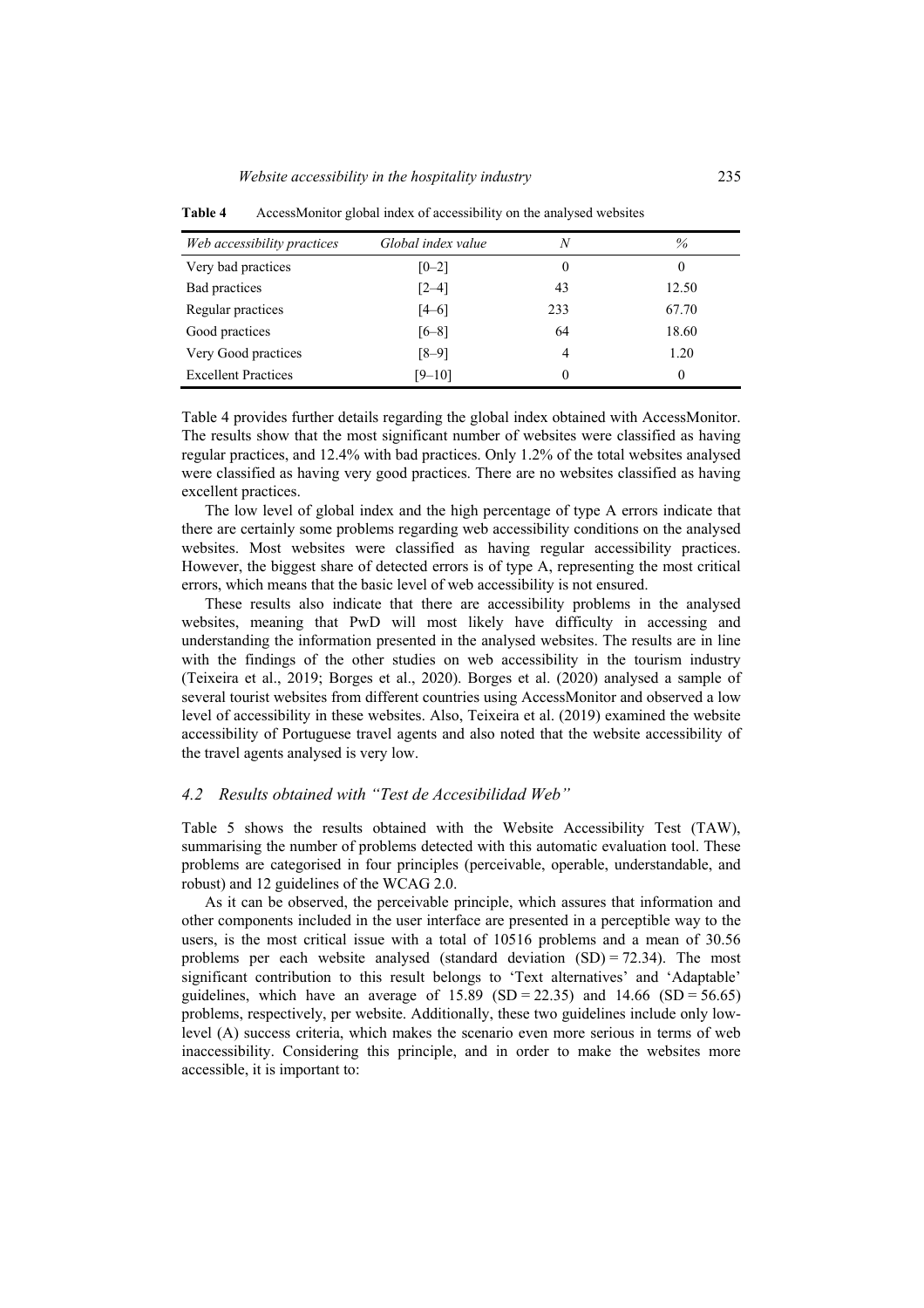**Table 4** AccessMonitor global index of accessibility on the analysed websites

| *Web accessibility practices* | *Global index value* | *N* | *%* |
|---|---|---|---|
| Very bad practices | [0–2] | 0 | 0 |
| Bad practices | [2–4] | 43 | 12.50 |
| Regular practices | [4–6] | 233 | 67.70 |
| Good practices | [6–8] | 64 | 18.60 |
| Very Good practices | [8–9] | 4 | 1.20 |
| Excellent Practices | [9–10] | 0 | 0 |

Table 4 provides further details regarding the global index obtained with AccessMonitor. The results show that the most significant number of websites were classified as having regular practices, and 12.4% with bad practices. Only 1.2% of the total websites analysed were classified as having very good practices. There are no websites classified as having excellent practices.

The low level of global index and the high percentage of type A errors indicate that there are certainly some problems regarding web accessibility conditions on the analysed websites. Most websites were classified as having regular accessibility practices. However, the biggest share of detected errors is of type A, representing the most critical errors, which means that the basic level of web accessibility is not ensured.

These results also indicate that there are accessibility problems in the analysed websites, meaning that PwD will most likely have difficulty in accessing and understanding the information presented in the analysed websites. The results are in line with the findings of the other studies on web accessibility in the tourism industry (Teixeira et al., 2019; Borges et al., 2020). Borges et al. (2020) analysed a sample of several tourist websites from different countries using AccessMonitor and observed a low level of accessibility in these websites. Also, Teixeira et al. (2019) examined the website accessibility of Portuguese travel agents and also noted that the website accessibility of the travel agents analysed is very low.

### *4.2 Results obtained with "Test de Accesibilidad Web"*

Table 5 shows the results obtained with the Website Accessibility Test (TAW), summarising the number of problems detected with this automatic evaluation tool. These problems are categorised in four principles (perceivable, operable, understandable, and robust) and 12 guidelines of the WCAG 2.0.

As it can be observed, the perceivable principle, which assures that information and other components included in the user interface are presented in a perceptible way to the users, is the most critical issue with a total of 10516 problems and a mean of 30.56 problems per each website analysed (standard deviation (SD) = 72.34). The most significant contribution to this result belongs to 'Text alternatives' and 'Adaptable' guidelines, which have an average of 15.89 (SD = 22.35) and 14.66 (SD = 56.65) problems, respectively, per website. Additionally, these two guidelines include only low-level (A) success criteria, which makes the scenario even more serious in terms of web inaccessibility. Considering this principle, and in order to make the websites more accessible, it is important to: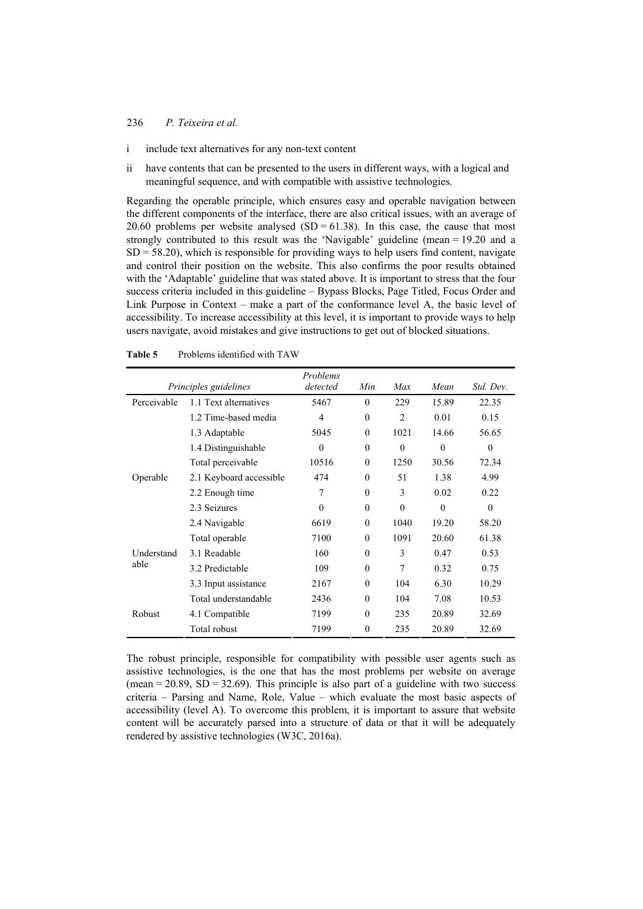i include text alternatives for any non-text content

ii have contents that can be presented to the users in different ways, with a logical and meaningful sequence, and with compatible with assistive technologies.

Regarding the operable principle, which ensures easy and operable navigation between the different components of the interface, there are also critical issues, with an average of 20.60 problems per website analysed (SD = 61.38). In this case, the cause that most strongly contributed to this result was the 'Navigable' guideline (mean = 19.20 and a SD = 58.20), which is responsible for providing ways to help users find content, navigate and control their position on the website. This also confirms the poor results obtained with the 'Adaptable' guideline that was stated above. It is important to stress that the four success criteria included in this guideline – Bypass Blocks, Page Titled, Focus Order and Link Purpose in Context – make a part of the conformance level A, the basic level of accessibility. To increase accessibility at this level, it is important to provide ways to help users navigate, avoid mistakes and give instructions to get out of blocked situations.

**Table 5** Problems identified with TAW

| *Principles guidelines* | | *Problems detected* | *Min* | *Max* | *Mean* | *Std. Dev.* |
|---|---|---|---|---|---|---|
| Perceivable | 1.1 Text alternatives | 5467 | 0 | 229 | 15.89 | 22.35 |
| | 1.2 Time-based media | 4 | 0 | 2 | 0.01 | 0.15 |
| | 1.3 Adaptable | 5045 | 0 | 1021 | 14.66 | 56.65 |
| | 1.4 Distinguishable | 0 | 0 | 0 | 0 | 0 |
| | Total perceivable | 10516 | 0 | 1250 | 30.56 | 72.34 |
| Operable | 2.1 Keyboard accessible | 474 | 0 | 51 | 1.38 | 4.99 |
| | 2.2 Enough time | 7 | 0 | 3 | 0.02 | 0.22 |
| | 2.3 Seizures | 0 | 0 | 0 | 0 | 0 |
| | 2.4 Navigable | 6619 | 0 | 1040 | 19.20 | 58.20 |
| | Total operable | 7100 | 0 | 1091 | 20.60 | 61.38 |
| Understandable | 3.1 Readable | 160 | 0 | 3 | 0.47 | 0.53 |
| | 3.2 Predictable | 109 | 0 | 7 | 0.32 | 0.75 |
| | 3.3 Input assistance | 2167 | 0 | 104 | 6.30 | 10.29 |
| | Total understandable | 2436 | 0 | 104 | 7.08 | 10.53 |
| Robust | 4.1 Compatible | 7199 | 0 | 235 | 20.89 | 32.69 |
| | Total robust | 7199 | 0 | 235 | 20.89 | 32.69 |

The robust principle, responsible for compatibility with possible user agents such as assistive technologies, is the one that has the most problems per website on average (mean = 20.89, SD = 32.69). This principle is also part of a guideline with two success criteria – Parsing and Name, Role, Value – which evaluate the most basic aspects of accessibility (level A). To overcome this problem, it is important to assure that website content will be accurately parsed into a structure of data or that it will be adequately rendered by assistive technologies (W3C, 2016a).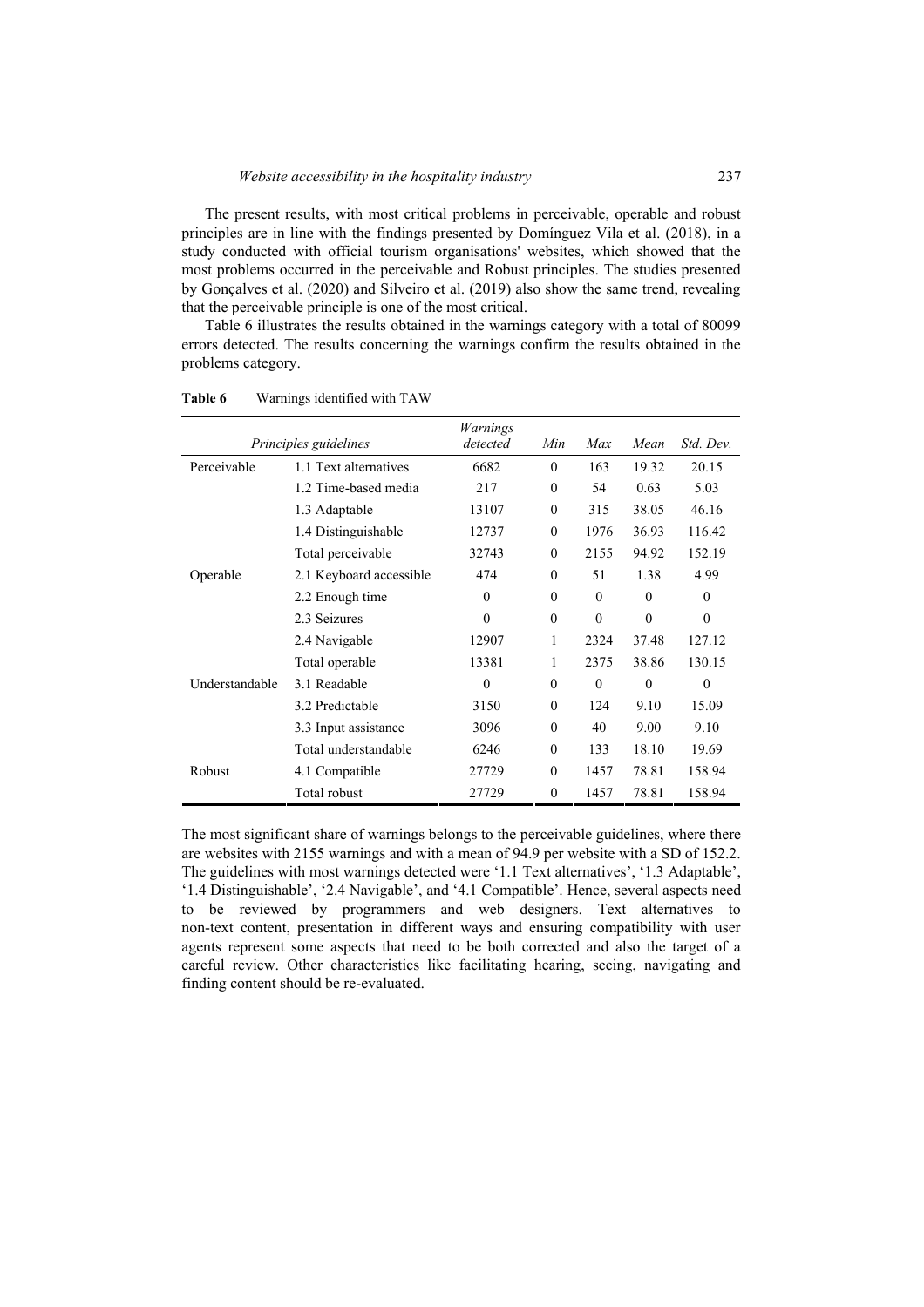The present results, with most critical problems in perceivable, operable and robust principles are in line with the findings presented by Domínguez Vila et al. (2018), in a study conducted with official tourism organisations' websites, which showed that the most problems occurred in the perceivable and Robust principles. The studies presented by Gonçalves et al. (2020) and Silveiro et al. (2019) also show the same trend, revealing that the perceivable principle is one of the most critical.

Table 6 illustrates the results obtained in the warnings category with a total of 80099 errors detected. The results concerning the warnings confirm the results obtained in the problems category.

**Table 6** Warnings identified with TAW

| *Principles guidelines* | | *Warnings detected* | *Min* | *Max* | *Mean* | *Std. Dev.* |
|---|---|---|---|---|---|---|
| Perceivable | 1.1 Text alternatives | 6682 | 0 | 163 | 19.32 | 20.15 |
| | 1.2 Time-based media | 217 | 0 | 54 | 0.63 | 5.03 |
| | 1.3 Adaptable | 13107 | 0 | 315 | 38.05 | 46.16 |
| | 1.4 Distinguishable | 12737 | 0 | 1976 | 36.93 | 116.42 |
| | Total perceivable | 32743 | 0 | 2155 | 94.92 | 152.19 |
| Operable | 2.1 Keyboard accessible | 474 | 0 | 51 | 1.38 | 4.99 |
| | 2.2 Enough time | 0 | 0 | 0 | 0 | 0 |
| | 2.3 Seizures | 0 | 0 | 0 | 0 | 0 |
| | 2.4 Navigable | 12907 | 1 | 2324 | 37.48 | 127.12 |
| | Total operable | 13381 | 1 | 2375 | 38.86 | 130.15 |
| Understandable | 3.1 Readable | 0 | 0 | 0 | 0 | 0 |
| | 3.2 Predictable | 3150 | 0 | 124 | 9.10 | 15.09 |
| | 3.3 Input assistance | 3096 | 0 | 40 | 9.00 | 9.10 |
| | Total understandable | 6246 | 0 | 133 | 18.10 | 19.69 |
| Robust | 4.1 Compatible | 27729 | 0 | 1457 | 78.81 | 158.94 |
| | Total robust | 27729 | 0 | 1457 | 78.81 | 158.94 |

The most significant share of warnings belongs to the perceivable guidelines, where there are websites with 2155 warnings and with a mean of 94.9 per website with a SD of 152.2. The guidelines with most warnings detected were '1.1 Text alternatives', '1.3 Adaptable', '1.4 Distinguishable', '2.4 Navigable', and '4.1 Compatible'. Hence, several aspects need to be reviewed by programmers and web designers. Text alternatives to non-text content, presentation in different ways and ensuring compatibility with user agents represent some aspects that need to be both corrected and also the target of a careful review. Other characteristics like facilitating hearing, seeing, navigating and finding content should be re-evaluated.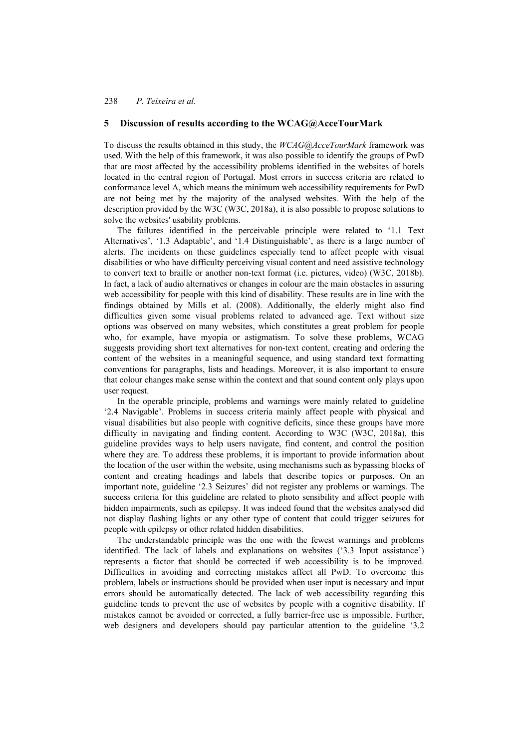## 5 Discussion of results according to the WCAG@AcceTourMark

To discuss the results obtained in this study, the *WCAG@AcceTourMark* framework was used. With the help of this framework, it was also possible to identify the groups of PwD that are most affected by the accessibility problems identified in the websites of hotels located in the central region of Portugal. Most errors in success criteria are related to conformance level A, which means the minimum web accessibility requirements for PwD are not being met by the majority of the analysed websites. With the help of the description provided by the W3C (W3C, 2018a), it is also possible to propose solutions to solve the websites' usability problems.

The failures identified in the perceivable principle were related to '1.1 Text Alternatives', '1.3 Adaptable', and '1.4 Distinguishable', as there is a large number of alerts. The incidents on these guidelines especially tend to affect people with visual disabilities or who have difficulty perceiving visual content and need assistive technology to convert text to braille or another non-text format (i.e. pictures, video) (W3C, 2018b). In fact, a lack of audio alternatives or changes in colour are the main obstacles in assuring web accessibility for people with this kind of disability. These results are in line with the findings obtained by Mills et al. (2008). Additionally, the elderly might also find difficulties given some visual problems related to advanced age. Text without size options was observed on many websites, which constitutes a great problem for people who, for example, have myopia or astigmatism. To solve these problems, WCAG suggests providing short text alternatives for non-text content, creating and ordering the content of the websites in a meaningful sequence, and using standard text formatting conventions for paragraphs, lists and headings. Moreover, it is also important to ensure that colour changes make sense within the context and that sound content only plays upon user request.

In the operable principle, problems and warnings were mainly related to guideline '2.4 Navigable'. Problems in success criteria mainly affect people with physical and visual disabilities but also people with cognitive deficits, since these groups have more difficulty in navigating and finding content. According to W3C (W3C, 2018a), this guideline provides ways to help users navigate, find content, and control the position where they are. To address these problems, it is important to provide information about the location of the user within the website, using mechanisms such as bypassing blocks of content and creating headings and labels that describe topics or purposes. On an important note, guideline '2.3 Seizures' did not register any problems or warnings. The success criteria for this guideline are related to photo sensibility and affect people with hidden impairments, such as epilepsy. It was indeed found that the websites analysed did not display flashing lights or any other type of content that could trigger seizures for people with epilepsy or other related hidden disabilities.

The understandable principle was the one with the fewest warnings and problems identified. The lack of labels and explanations on websites ('3.3 Input assistance') represents a factor that should be corrected if web accessibility is to be improved. Difficulties in avoiding and correcting mistakes affect all PwD. To overcome this problem, labels or instructions should be provided when user input is necessary and input errors should be automatically detected. The lack of web accessibility regarding this guideline tends to prevent the use of websites by people with a cognitive disability. If mistakes cannot be avoided or corrected, a fully barrier-free use is impossible. Further, web designers and developers should pay particular attention to the guideline '3.2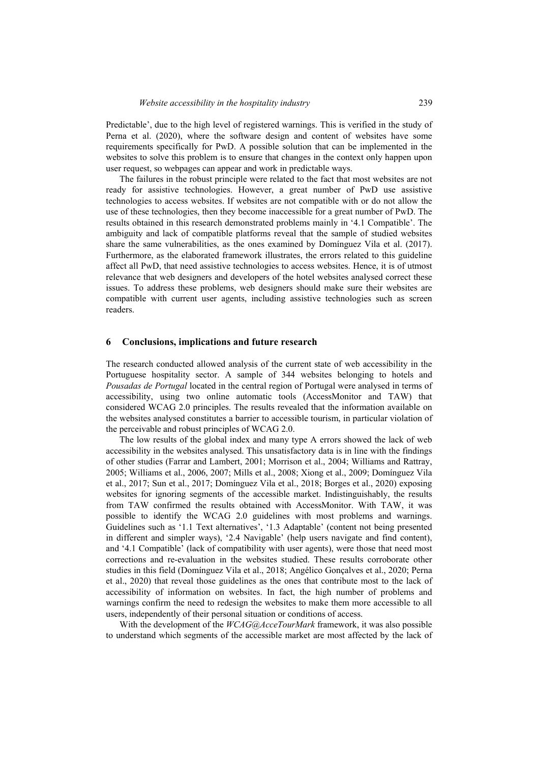Predictable', due to the high level of registered warnings. This is verified in the study of Perna et al. (2020), where the software design and content of websites have some requirements specifically for PwD. A possible solution that can be implemented in the websites to solve this problem is to ensure that changes in the context only happen upon user request, so webpages can appear and work in predictable ways.

The failures in the robust principle were related to the fact that most websites are not ready for assistive technologies. However, a great number of PwD use assistive technologies to access websites. If websites are not compatible with or do not allow the use of these technologies, then they become inaccessible for a great number of PwD. The results obtained in this research demonstrated problems mainly in '4.1 Compatible'. The ambiguity and lack of compatible platforms reveal that the sample of studied websites share the same vulnerabilities, as the ones examined by Domínguez Vila et al. (2017). Furthermore, as the elaborated framework illustrates, the errors related to this guideline affect all PwD, that need assistive technologies to access websites. Hence, it is of utmost relevance that web designers and developers of the hotel websites analysed correct these issues. To address these problems, web designers should make sure their websites are compatible with current user agents, including assistive technologies such as screen readers.

## 6 Conclusions, implications and future research

The research conducted allowed analysis of the current state of web accessibility in the Portuguese hospitality sector. A sample of 344 websites belonging to hotels and *Pousadas de Portugal* located in the central region of Portugal were analysed in terms of accessibility, using two online automatic tools (AccessMonitor and TAW) that considered WCAG 2.0 principles. The results revealed that the information available on the websites analysed constitutes a barrier to accessible tourism, in particular violation of the perceivable and robust principles of WCAG 2.0.

The low results of the global index and many type A errors showed the lack of web accessibility in the websites analysed. This unsatisfactory data is in line with the findings of other studies (Farrar and Lambert, 2001; Morrison et al., 2004; Williams and Rattray, 2005; Williams et al., 2006, 2007; Mills et al., 2008; Xiong et al., 2009; Domínguez Vila et al., 2017; Sun et al., 2017; Domínguez Vila et al., 2018; Borges et al., 2020) exposing websites for ignoring segments of the accessible market. Indistinguishably, the results from TAW confirmed the results obtained with AccessMonitor. With TAW, it was possible to identify the WCAG 2.0 guidelines with most problems and warnings. Guidelines such as '1.1 Text alternatives', '1.3 Adaptable' (content not being presented in different and simpler ways), '2.4 Navigable' (help users navigate and find content), and '4.1 Compatible' (lack of compatibility with user agents), were those that need most corrections and re-evaluation in the websites studied. These results corroborate other studies in this field (Domínguez Vila et al., 2018; Angélico Gonçalves et al., 2020; Perna et al., 2020) that reveal those guidelines as the ones that contribute most to the lack of accessibility of information on websites. In fact, the high number of problems and warnings confirm the need to redesign the websites to make them more accessible to all users, independently of their personal situation or conditions of access.

With the development of the *WCAG@AcceTourMark* framework, it was also possible to understand which segments of the accessible market are most affected by the lack of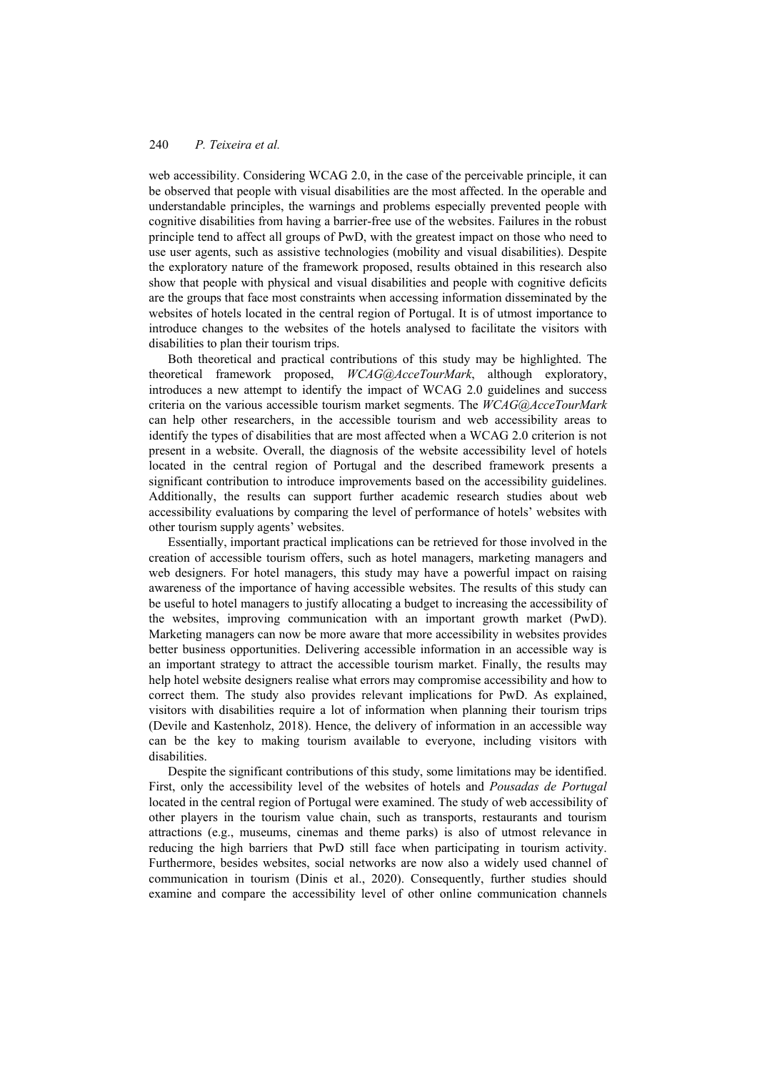web accessibility. Considering WCAG 2.0, in the case of the perceivable principle, it can be observed that people with visual disabilities are the most affected. In the operable and understandable principles, the warnings and problems especially prevented people with cognitive disabilities from having a barrier-free use of the websites. Failures in the robust principle tend to affect all groups of PwD, with the greatest impact on those who need to use user agents, such as assistive technologies (mobility and visual disabilities). Despite the exploratory nature of the framework proposed, results obtained in this research also show that people with physical and visual disabilities and people with cognitive deficits are the groups that face most constraints when accessing information disseminated by the websites of hotels located in the central region of Portugal. It is of utmost importance to introduce changes to the websites of the hotels analysed to facilitate the visitors with disabilities to plan their tourism trips.

Both theoretical and practical contributions of this study may be highlighted. The theoretical framework proposed, *WCAG@AcceTourMark*, although exploratory, introduces a new attempt to identify the impact of WCAG 2.0 guidelines and success criteria on the various accessible tourism market segments. The *WCAG@AcceTourMark* can help other researchers, in the accessible tourism and web accessibility areas to identify the types of disabilities that are most affected when a WCAG 2.0 criterion is not present in a website. Overall, the diagnosis of the website accessibility level of hotels located in the central region of Portugal and the described framework presents a significant contribution to introduce improvements based on the accessibility guidelines. Additionally, the results can support further academic research studies about web accessibility evaluations by comparing the level of performance of hotels' websites with other tourism supply agents' websites.

Essentially, important practical implications can be retrieved for those involved in the creation of accessible tourism offers, such as hotel managers, marketing managers and web designers. For hotel managers, this study may have a powerful impact on raising awareness of the importance of having accessible websites. The results of this study can be useful to hotel managers to justify allocating a budget to increasing the accessibility of the websites, improving communication with an important growth market (PwD). Marketing managers can now be more aware that more accessibility in websites provides better business opportunities. Delivering accessible information in an accessible way is an important strategy to attract the accessible tourism market. Finally, the results may help hotel website designers realise what errors may compromise accessibility and how to correct them. The study also provides relevant implications for PwD. As explained, visitors with disabilities require a lot of information when planning their tourism trips (Devile and Kastenholz, 2018). Hence, the delivery of information in an accessible way can be the key to making tourism available to everyone, including visitors with disabilities.

Despite the significant contributions of this study, some limitations may be identified. First, only the accessibility level of the websites of hotels and *Pousadas de Portugal* located in the central region of Portugal were examined. The study of web accessibility of other players in the tourism value chain, such as transports, restaurants and tourism attractions (e.g., museums, cinemas and theme parks) is also of utmost relevance in reducing the high barriers that PwD still face when participating in tourism activity. Furthermore, besides websites, social networks are now also a widely used channel of communication in tourism (Dinis et al., 2020). Consequently, further studies should examine and compare the accessibility level of other online communication channels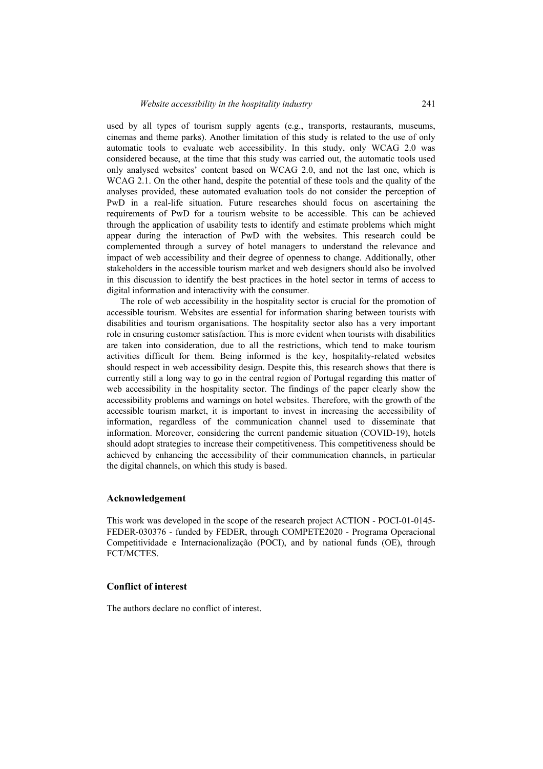used by all types of tourism supply agents (e.g., transports, restaurants, museums, cinemas and theme parks). Another limitation of this study is related to the use of only automatic tools to evaluate web accessibility. In this study, only WCAG 2.0 was considered because, at the time that this study was carried out, the automatic tools used only analysed websites' content based on WCAG 2.0, and not the last one, which is WCAG 2.1. On the other hand, despite the potential of these tools and the quality of the analyses provided, these automated evaluation tools do not consider the perception of PwD in a real-life situation. Future researches should focus on ascertaining the requirements of PwD for a tourism website to be accessible. This can be achieved through the application of usability tests to identify and estimate problems which might appear during the interaction of PwD with the websites. This research could be complemented through a survey of hotel managers to understand the relevance and impact of web accessibility and their degree of openness to change. Additionally, other stakeholders in the accessible tourism market and web designers should also be involved in this discussion to identify the best practices in the hotel sector in terms of access to digital information and interactivity with the consumer.

The role of web accessibility in the hospitality sector is crucial for the promotion of accessible tourism. Websites are essential for information sharing between tourists with disabilities and tourism organisations. The hospitality sector also has a very important role in ensuring customer satisfaction. This is more evident when tourists with disabilities are taken into consideration, due to all the restrictions, which tend to make tourism activities difficult for them. Being informed is the key, hospitality-related websites should respect in web accessibility design. Despite this, this research shows that there is currently still a long way to go in the central region of Portugal regarding this matter of web accessibility in the hospitality sector. The findings of the paper clearly show the accessibility problems and warnings on hotel websites. Therefore, with the growth of the accessible tourism market, it is important to invest in increasing the accessibility of information, regardless of the communication channel used to disseminate that information. Moreover, considering the current pandemic situation (COVID-19), hotels should adopt strategies to increase their competitiveness. This competitiveness should be achieved by enhancing the accessibility of their communication channels, in particular the digital channels, on which this study is based.

## Acknowledgement

This work was developed in the scope of the research project ACTION - POCI-01-0145-FEDER-030376 - funded by FEDER, through COMPETE2020 - Programa Operacional Competitividade e Internacionalização (POCI), and by national funds (OE), through FCT/MCTES.

## Conflict of interest

The authors declare no conflict of interest.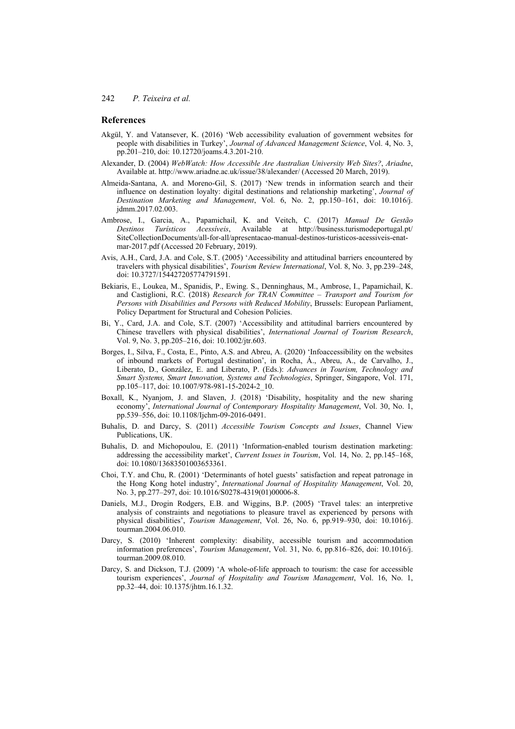## References

Akgül, Y. and Vatansever, K. (2016) 'Web accessibility evaluation of government websites for people with disabilities in Turkey', *Journal of Advanced Management Science*, Vol. 4, No. 3, pp.201–210, doi: 10.12720/joams.4.3.201-210.

Alexander, D. (2004) *WebWatch: How Accessible Are Australian University Web Sites?*, *Ariadne*, Available at. http://www.ariadne.ac.uk/issue/38/alexander/ (Accessed 20 March, 2019).

Almeida-Santana, A. and Moreno-Gil, S. (2017) 'New trends in information search and their influence on destination loyalty: digital destinations and relationship marketing', *Journal of Destination Marketing and Management*, Vol. 6, No. 2, pp.150–161, doi: 10.1016/j.jdmm.2017.02.003.

Ambrose, I., Garcia, A., Papamichail, K. and Veitch, C. (2017) *Manual De Gestão Destinos Turísticos Acessíveis*, Available at http://business.turismodeportugal.pt/SiteCollectionDocuments/all-for-all/apresentacao-manual-destinos-turisticos-acessiveis-enat-mar-2017.pdf (Accessed 20 February, 2019).

Avis, A.H., Card, J.A. and Cole, S.T. (2005) 'Accessibility and attitudinal barriers encountered by travelers with physical disabilities', *Tourism Review International*, Vol. 8, No. 3, pp.239–248, doi: 10.3727/154427205774791591.

Bekiaris, E., Loukea, M., Spanidis, P., Ewing. S., Denninghaus, M., Ambrose, I., Papamichail, K. and Castiglioni, R.C. (2018) *Research for TRAN Committee – Transport and Tourism for Persons with Disabilities and Persons with Reduced Mobility*, Brussels: European Parliament, Policy Department for Structural and Cohesion Policies.

Bi, Y., Card, J.A. and Cole, S.T. (2007) 'Accessibility and attitudinal barriers encountered by Chinese travellers with physical disabilities', *International Journal of Tourism Research*, Vol. 9, No. 3, pp.205–216, doi: 10.1002/jtr.603.

Borges, I., Silva, F., Costa, E., Pinto, A.S. and Abreu, A. (2020) 'Infoaccessibility on the websites of inbound markets of Portugal destination', in Rocha, Á., Abreu, A., de Carvalho, J., Liberato, D., González, E. and Liberato, P. (Eds.): *Advances in Tourism, Technology and Smart Systems, Smart Innovation, Systems and Technologies*, Springer, Singapore, Vol. 171, pp.105–117, doi: 10.1007/978-981-15-2024-2_10.

Boxall, K., Nyanjom, J. and Slaven, J. (2018) 'Disability, hospitality and the new sharing economy', *International Journal of Contemporary Hospitality Management*, Vol. 30, No. 1, pp.539–556, doi: 10.1108/Ijchm-09-2016-0491.

Buhalis, D. and Darcy, S. (2011) *Accessible Tourism Concepts and Issues*, Channel View Publications, UK.

Buhalis, D. and Michopoulou, E. (2011) 'Information-enabled tourism destination marketing: addressing the accessibility market', *Current Issues in Tourism*, Vol. 14, No. 2, pp.145–168, doi: 10.1080/13683501003653361.

Choi, T.Y. and Chu, R. (2001) 'Determinants of hotel guests' satisfaction and repeat patronage in the Hong Kong hotel industry', *International Journal of Hospitality Management*, Vol. 20, No. 3, pp.277–297, doi: 10.1016/S0278-4319(01)00006-8.

Daniels, M.J., Drogin Rodgers, E.B. and Wiggins, B.P. (2005) 'Travel tales: an interpretive analysis of constraints and negotiations to pleasure travel as experienced by persons with physical disabilities', *Tourism Management*, Vol. 26, No. 6, pp.919–930, doi: 10.1016/j.tourman.2004.06.010.

Darcy, S. (2010) 'Inherent complexity: disability, accessible tourism and accommodation information preferences', *Tourism Management*, Vol. 31, No. 6, pp.816–826, doi: 10.1016/j.tourman.2009.08.010.

Darcy, S. and Dickson, T.J. (2009) 'A whole-of-life approach to tourism: the case for accessible tourism experiences', *Journal of Hospitality and Tourism Management*, Vol. 16, No. 1, pp.32–44, doi: 10.1375/jhtm.16.1.32.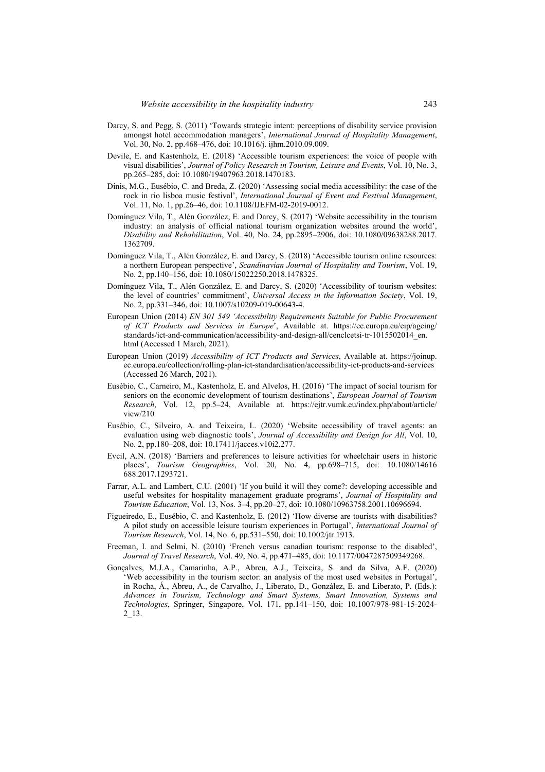Darcy, S. and Pegg, S. (2011) 'Towards strategic intent: perceptions of disability service provision amongst hotel accommodation managers', *International Journal of Hospitality Management*, Vol. 30, No. 2, pp.468–476, doi: 10.1016/j. ijhm.2010.09.009.

Devile, E. and Kastenholz, E. (2018) 'Accessible tourism experiences: the voice of people with visual disabilities', *Journal of Policy Research in Tourism, Leisure and Events*, Vol. 10, No. 3, pp.265–285, doi: 10.1080/19407963.2018.1470183.

Dinis, M.G., Eusébio, C. and Breda, Z. (2020) 'Assessing social media accessibility: the case of the rock in rio lisboa music festival', *International Journal of Event and Festival Management*, Vol. 11, No. 1, pp.26–46, doi: 10.1108/IJEFM-02-2019-0012.

Domínguez Vila, T., Alén González, E. and Darcy, S. (2017) 'Website accessibility in the tourism industry: an analysis of official national tourism organization websites around the world', *Disability and Rehabilitation*, Vol. 40, No. 24, pp.2895–2906, doi: 10.1080/09638288.2017. 1362709.

Domínguez Vila, T., Alén González, E. and Darcy, S. (2018) 'Accessible tourism online resources: a northern European perspective', *Scandinavian Journal of Hospitality and Tourism*, Vol. 19, No. 2, pp.140–156, doi: 10.1080/15022250.2018.1478325.

Domínguez Vila, T., Alén González, E. and Darcy, S. (2020) 'Accessibility of tourism websites: the level of countries' commitment', *Universal Access in the Information Society*, Vol. 19, No. 2, pp.331–346, doi: 10.1007/s10209-019-00643-4.

European Union (2014) *EN 301 549 'Accessibility Requirements Suitable for Public Procurement of ICT Products and Services in Europe'*, Available at. https://ec.europa.eu/eip/ageing/standards/ict-and-communication/accessibility-and-design-all/cenclcetsi-tr-1015502014_en. html (Accessed 1 March, 2021).

European Union (2019) *Accessibility of ICT Products and Services*, Available at. https://joinup. ec.europa.eu/collection/rolling-plan-ict-standardisation/accessibility-ict-products-and-services (Accessed 26 March, 2021).

Eusébio, C., Carneiro, M., Kastenholz, E. and Alvelos, H. (2016) 'The impact of social tourism for seniors on the economic development of tourism destinations', *European Journal of Tourism Research*, Vol. 12, pp.5–24, Available at. https://ejtr.vumk.eu/index.php/about/article/view/210

Eusébio, C., Silveiro, A. and Teixeira, L. (2020) 'Website accessibility of travel agents: an evaluation using web diagnostic tools', *Journal of Accessibility and Design for All*, Vol. 10, No. 2, pp.180–208, doi: 10.17411/jacces.v10i2.277.

Evcil, A.N. (2018) 'Barriers and preferences to leisure activities for wheelchair users in historic places', *Tourism Geographies*, Vol. 20, No. 4, pp.698–715, doi: 10.1080/14616 688.2017.1293721.

Farrar, A.L. and Lambert, C.U. (2001) 'If you build it will they come?: developing accessible and useful websites for hospitality management graduate programs', *Journal of Hospitality and Tourism Education*, Vol. 13, Nos. 3–4, pp.20–27, doi: 10.1080/10963758.2001.10696694.

Figueiredo, E., Eusébio, C. and Kastenholz, E. (2012) 'How diverse are tourists with disabilities? A pilot study on accessible leisure tourism experiences in Portugal', *International Journal of Tourism Research*, Vol. 14, No. 6, pp.531–550, doi: 10.1002/jtr.1913.

Freeman, I. and Selmi, N. (2010) 'French versus canadian tourism: response to the disabled', *Journal of Travel Research*, Vol. 49, No. 4, pp.471–485, doi: 10.1177/0047287509349268.

Gonçalves, M.J.A., Camarinha, A.P., Abreu, A.J., Teixeira, S. and da Silva, A.F. (2020) 'Web accessibility in the tourism sector: an analysis of the most used websites in Portugal', in Rocha, Á., Abreu, A., de Carvalho, J., Liberato, D., González, E. and Liberato, P. (Eds.): *Advances in Tourism, Technology and Smart Systems, Smart Innovation, Systems and Technologies*, Springer, Singapore, Vol. 171, pp.141–150, doi: 10.1007/978-981-15-2024-2_13.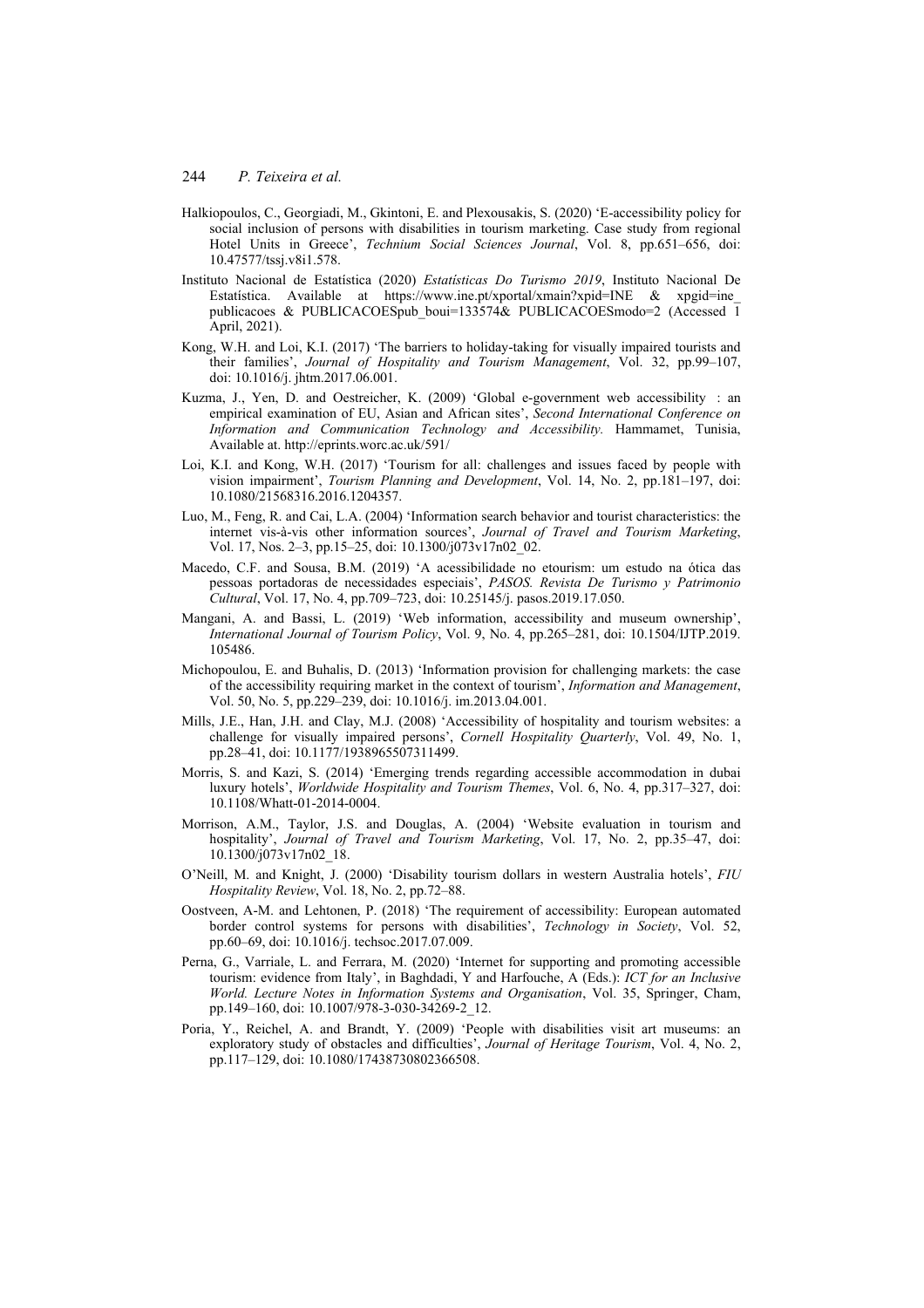Halkiopoulos, C., Georgiadi, M., Gkintoni, E. and Plexousakis, S. (2020) 'E-accessibility policy for social inclusion of persons with disabilities in tourism marketing. Case study from regional Hotel Units in Greece', *Technium Social Sciences Journal*, Vol. 8, pp.651–656, doi: 10.47577/tssj.v8i1.578.

Instituto Nacional de Estatística (2020) *Estatísticas Do Turismo 2019*, Instituto Nacional De Estatística. Available at https://www.ine.pt/xportal/xmain?xpid=INE & xpgid=ine_publicacoes & PUBLICACOESpub_boui=133574& PUBLICACOESmodo=2 (Accessed 1 April, 2021).

Kong, W.H. and Loi, K.I. (2017) 'The barriers to holiday-taking for visually impaired tourists and their families', *Journal of Hospitality and Tourism Management*, Vol. 32, pp.99–107, doi: 10.1016/j. jhtm.2017.06.001.

Kuzma, J., Yen, D. and Oestreicher, K. (2009) 'Global e-government web accessibility : an empirical examination of EU, Asian and African sites', *Second International Conference on Information and Communication Technology and Accessibility.* Hammamet, Tunisia, Available at. http://eprints.worc.ac.uk/591/

Loi, K.I. and Kong, W.H. (2017) 'Tourism for all: challenges and issues faced by people with vision impairment', *Tourism Planning and Development*, Vol. 14, No. 2, pp.181–197, doi: 10.1080/21568316.2016.1204357.

Luo, M., Feng, R. and Cai, L.A. (2004) 'Information search behavior and tourist characteristics: the internet vis-à-vis other information sources', *Journal of Travel and Tourism Marketing*, Vol. 17, Nos. 2–3, pp.15–25, doi: 10.1300/j073v17n02_02.

Macedo, C.F. and Sousa, B.M. (2019) 'A acessibilidade no etourism: um estudo na ótica das pessoas portadoras de necessidades especiais', *PASOS. Revista De Turismo y Patrimonio Cultural*, Vol. 17, No. 4, pp.709–723, doi: 10.25145/j. pasos.2019.17.050.

Mangani, A. and Bassi, L. (2019) 'Web information, accessibility and museum ownership', *International Journal of Tourism Policy*, Vol. 9, No. 4, pp.265–281, doi: 10.1504/IJTP.2019. 105486.

Michopoulou, E. and Buhalis, D. (2013) 'Information provision for challenging markets: the case of the accessibility requiring market in the context of tourism', *Information and Management*, Vol. 50, No. 5, pp.229–239, doi: 10.1016/j. im.2013.04.001.

Mills, J.E., Han, J.H. and Clay, M.J. (2008) 'Accessibility of hospitality and tourism websites: a challenge for visually impaired persons', *Cornell Hospitality Quarterly*, Vol. 49, No. 1, pp.28–41, doi: 10.1177/1938965507311499.

Morris, S. and Kazi, S. (2014) 'Emerging trends regarding accessible accommodation in dubai luxury hotels', *Worldwide Hospitality and Tourism Themes*, Vol. 6, No. 4, pp.317–327, doi: 10.1108/Whatt-01-2014-0004.

Morrison, A.M., Taylor, J.S. and Douglas, A. (2004) 'Website evaluation in tourism and hospitality', *Journal of Travel and Tourism Marketing*, Vol. 17, No. 2, pp.35–47, doi: 10.1300/j073v17n02_18.

O'Neill, M. and Knight, J. (2000) 'Disability tourism dollars in western Australia hotels', *FIU Hospitality Review*, Vol. 18, No. 2, pp.72–88.

Oostveen, A-M. and Lehtonen, P. (2018) 'The requirement of accessibility: European automated border control systems for persons with disabilities', *Technology in Society*, Vol. 52, pp.60–69, doi: 10.1016/j. techsoc.2017.07.009.

Perna, G., Varriale, L. and Ferrara, M. (2020) 'Internet for supporting and promoting accessible tourism: evidence from Italy', in Baghdadi, Y and Harfouche, A (Eds.): *ICT for an Inclusive World. Lecture Notes in Information Systems and Organisation*, Vol. 35, Springer, Cham, pp.149–160, doi: 10.1007/978-3-030-34269-2_12.

Poria, Y., Reichel, A. and Brandt, Y. (2009) 'People with disabilities visit art museums: an exploratory study of obstacles and difficulties', *Journal of Heritage Tourism*, Vol. 4, No. 2, pp.117–129, doi: 10.1080/17438730802366508.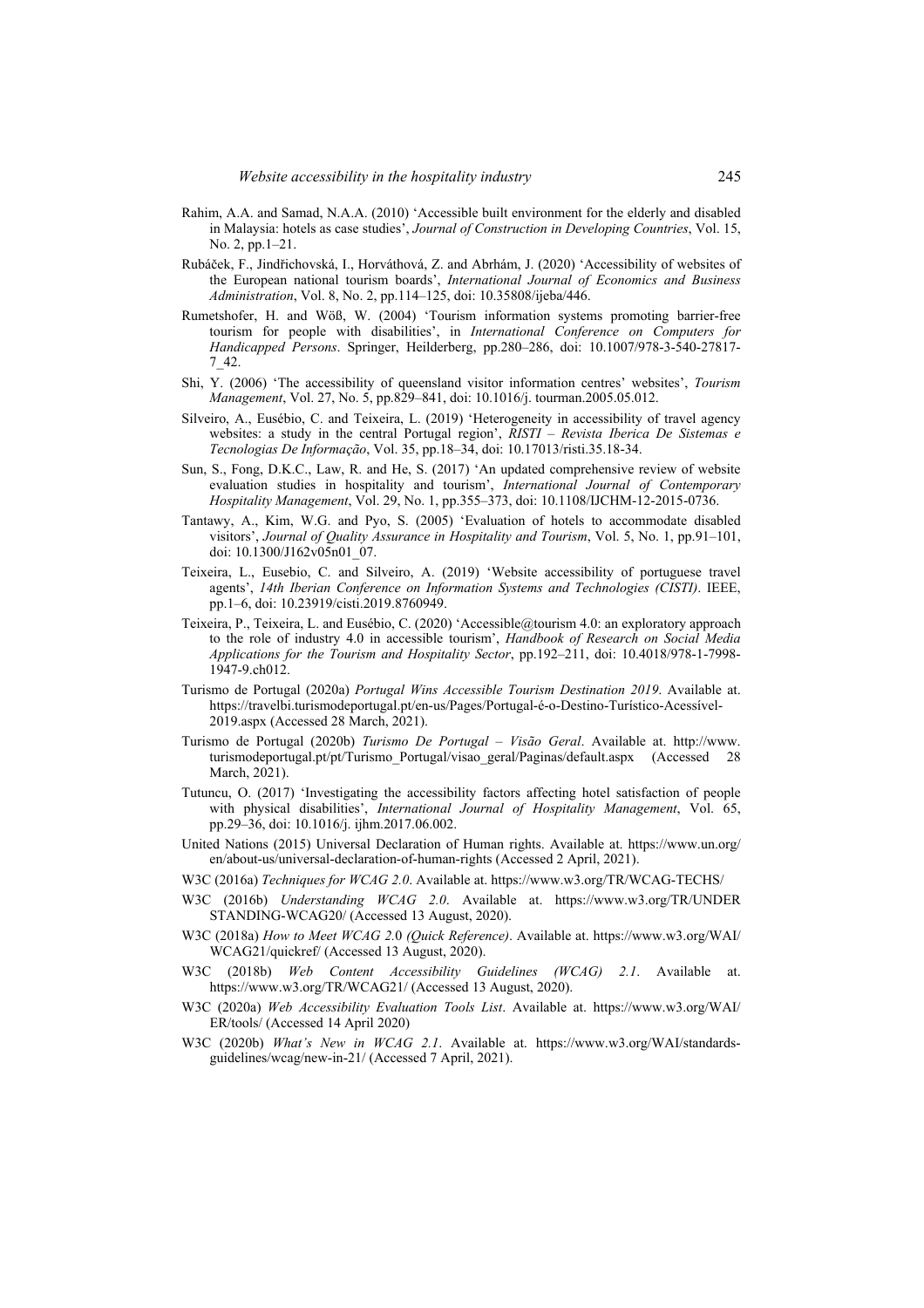Rahim, A.A. and Samad, N.A.A. (2010) 'Accessible built environment for the elderly and disabled in Malaysia: hotels as case studies', *Journal of Construction in Developing Countries*, Vol. 15, No. 2, pp.1–21.

Rubáček, F., Jindřichovská, I., Horváthová, Z. and Abrhám, J. (2020) 'Accessibility of websites of the European national tourism boards', *International Journal of Economics and Business Administration*, Vol. 8, No. 2, pp.114–125, doi: 10.35808/ijeba/446.

Rumetshofer, H. and Wöß, W. (2004) 'Tourism information systems promoting barrier-free tourism for people with disabilities', in *International Conference on Computers for Handicapped Persons*. Springer, Heilderberg, pp.280–286, doi: 10.1007/978-3-540-27817-7_42.

Shi, Y. (2006) 'The accessibility of queensland visitor information centres' websites', *Tourism Management*, Vol. 27, No. 5, pp.829–841, doi: 10.1016/j. tourman.2005.05.012.

Silveiro, A., Eusébio, C. and Teixeira, L. (2019) 'Heterogeneity in accessibility of travel agency websites: a study in the central Portugal region', *RISTI – Revista Iberica De Sistemas e Tecnologias De Informação*, Vol. 35, pp.18–34, doi: 10.17013/risti.35.18-34.

Sun, S., Fong, D.K.C., Law, R. and He, S. (2017) 'An updated comprehensive review of website evaluation studies in hospitality and tourism', *International Journal of Contemporary Hospitality Management*, Vol. 29, No. 1, pp.355–373, doi: 10.1108/IJCHM-12-2015-0736.

Tantawy, A., Kim, W.G. and Pyo, S. (2005) 'Evaluation of hotels to accommodate disabled visitors', *Journal of Quality Assurance in Hospitality and Tourism*, Vol. 5, No. 1, pp.91–101, doi: 10.1300/J162v05n01_07.

Teixeira, L., Eusebio, C. and Silveiro, A. (2019) 'Website accessibility of portuguese travel agents', *14th Iberian Conference on Information Systems and Technologies (CISTI)*. IEEE, pp.1–6, doi: 10.23919/cisti.2019.8760949.

Teixeira, P., Teixeira, L. and Eusébio, C. (2020) 'Accessible@tourism 4.0: an exploratory approach to the role of industry 4.0 in accessible tourism', *Handbook of Research on Social Media Applications for the Tourism and Hospitality Sector*, pp.192–211, doi: 10.4018/978-1-7998-1947-9.ch012.

Turismo de Portugal (2020a) *Portugal Wins Accessible Tourism Destination 2019*. Available at. https://travelbi.turismodeportugal.pt/en-us/Pages/Portugal-é-o-Destino-Turístico-Acessível-2019.aspx (Accessed 28 March, 2021).

Turismo de Portugal (2020b) *Turismo De Portugal – Visão Geral*. Available at. http://www.turismodeportugal.pt/pt/Turismo_Portugal/visao_geral/Paginas/default.aspx (Accessed 28 March, 2021).

Tutuncu, O. (2017) 'Investigating the accessibility factors affecting hotel satisfaction of people with physical disabilities', *International Journal of Hospitality Management*, Vol. 65, pp.29–36, doi: 10.1016/j. ijhm.2017.06.002.

United Nations (2015) Universal Declaration of Human rights. Available at. https://www.un.org/en/about-us/universal-declaration-of-human-rights (Accessed 2 April, 2021).

W3C (2016a) *Techniques for WCAG 2.0*. Available at. https://www.w3.org/TR/WCAG-TECHS/

W3C (2016b) *Understanding WCAG 2.0*. Available at. https://www.w3.org/TR/UNDERSTANDING-WCAG20/ (Accessed 13 August, 2020).

W3C (2018a) *How to Meet WCAG 2.0 (Quick Reference)*. Available at. https://www.w3.org/WAI/WCAG21/quickref/ (Accessed 13 August, 2020).

W3C (2018b) *Web Content Accessibility Guidelines (WCAG) 2.1*. Available at. https://www.w3.org/TR/WCAG21/ (Accessed 13 August, 2020).

W3C (2020a) *Web Accessibility Evaluation Tools List*. Available at. https://www.w3.org/WAI/ER/tools/ (Accessed 14 April 2020)

W3C (2020b) *What's New in WCAG 2.1*. Available at. https://www.w3.org/WAI/standards-guidelines/wcag/new-in-21/ (Accessed 7 April, 2021).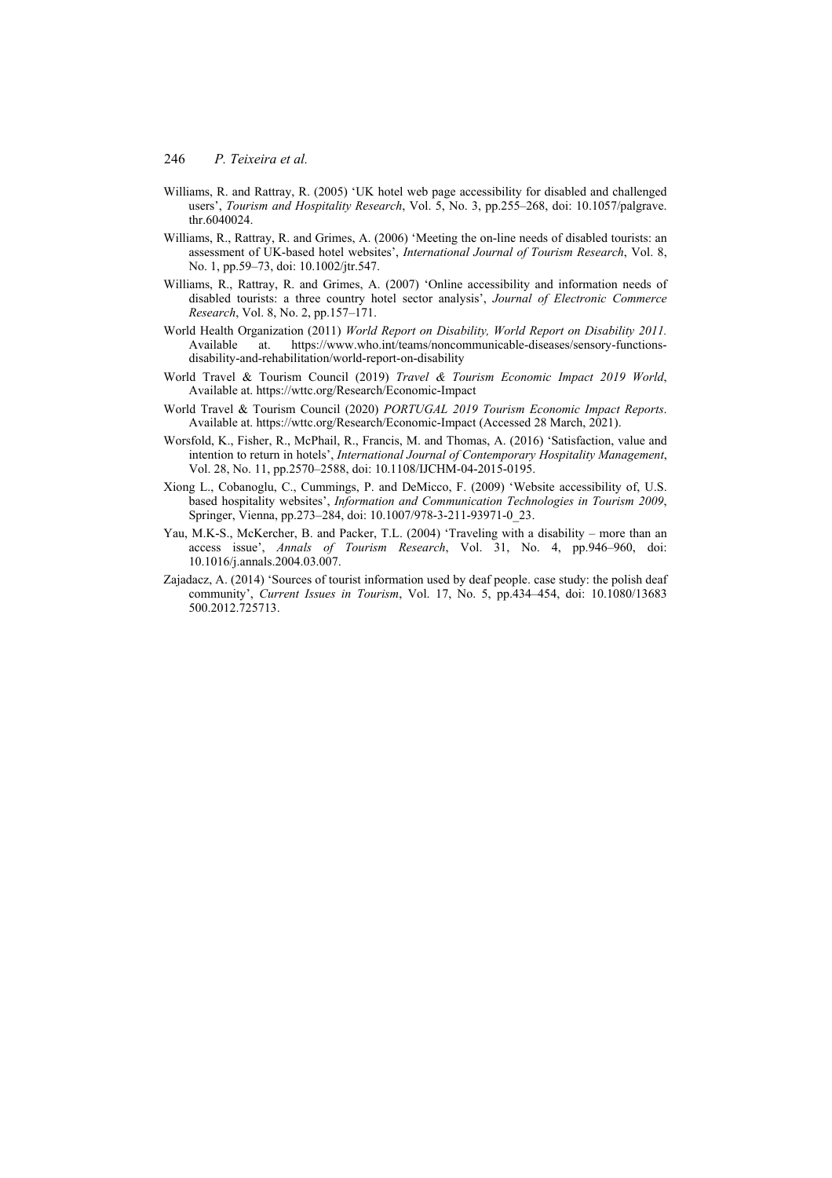Williams, R. and Rattray, R. (2005) 'UK hotel web page accessibility for disabled and challenged users', *Tourism and Hospitality Research*, Vol. 5, No. 3, pp.255–268, doi: 10.1057/palgrave.thr.6040024.

Williams, R., Rattray, R. and Grimes, A. (2006) 'Meeting the on-line needs of disabled tourists: an assessment of UK-based hotel websites', *International Journal of Tourism Research*, Vol. 8, No. 1, pp.59–73, doi: 10.1002/jtr.547.

Williams, R., Rattray, R. and Grimes, A. (2007) 'Online accessibility and information needs of disabled tourists: a three country hotel sector analysis', *Journal of Electronic Commerce Research*, Vol. 8, No. 2, pp.157–171.

World Health Organization (2011) *World Report on Disability, World Report on Disability 2011.* Available at. https://www.who.int/teams/noncommunicable-diseases/sensory-functions-disability-and-rehabilitation/world-report-on-disability

World Travel & Tourism Council (2019) *Travel & Tourism Economic Impact 2019 World*, Available at. https://wttc.org/Research/Economic-Impact

World Travel & Tourism Council (2020) *PORTUGAL 2019 Tourism Economic Impact Reports*. Available at. https://wttc.org/Research/Economic-Impact (Accessed 28 March, 2021).

Worsfold, K., Fisher, R., McPhail, R., Francis, M. and Thomas, A. (2016) 'Satisfaction, value and intention to return in hotels', *International Journal of Contemporary Hospitality Management*, Vol. 28, No. 11, pp.2570–2588, doi: 10.1108/IJCHM-04-2015-0195.

Xiong L., Cobanoglu, C., Cummings, P. and DeMicco, F. (2009) 'Website accessibility of, U.S. based hospitality websites', *Information and Communication Technologies in Tourism 2009*, Springer, Vienna, pp.273–284, doi: 10.1007/978-3-211-93971-0_23.

Yau, M.K-S., McKercher, B. and Packer, T.L. (2004) 'Traveling with a disability – more than an access issue', *Annals of Tourism Research*, Vol. 31, No. 4, pp.946–960, doi: 10.1016/j.annals.2004.03.007.

Zajadacz, A. (2014) 'Sources of tourist information used by deaf people. case study: the polish deaf community', *Current Issues in Tourism*, Vol. 17, No. 5, pp.434–454, doi: 10.1080/13683500.2012.725713.